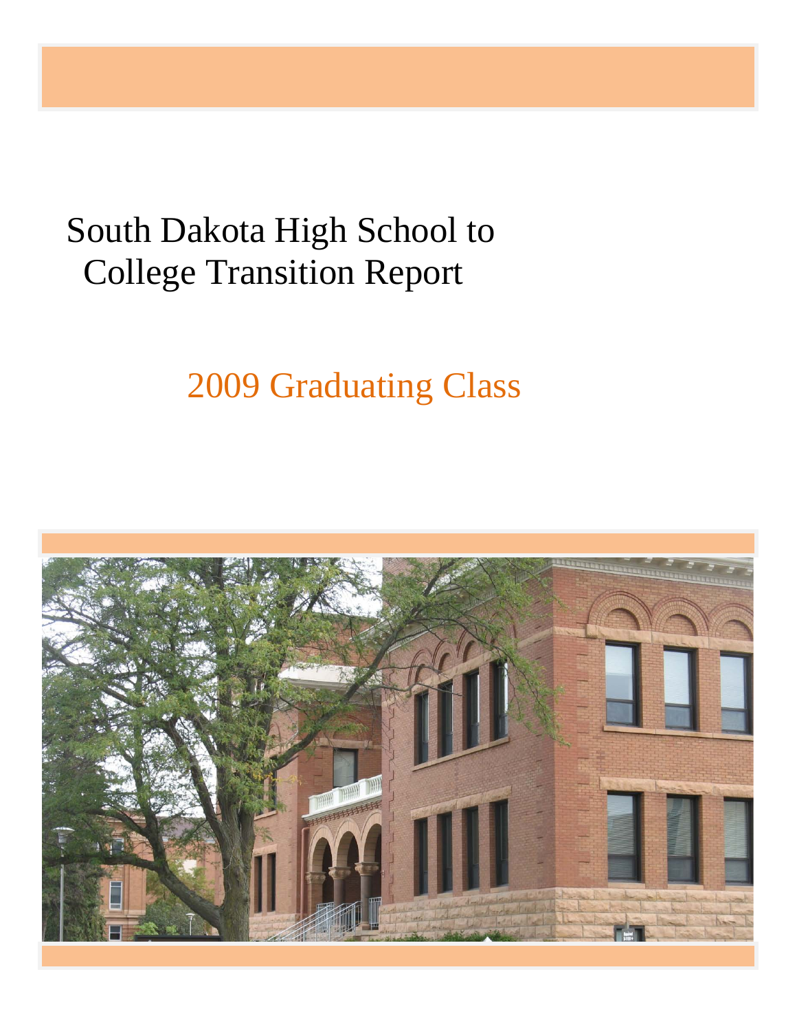# South Dakota High School to College Transition Report

## 2009 Graduating Class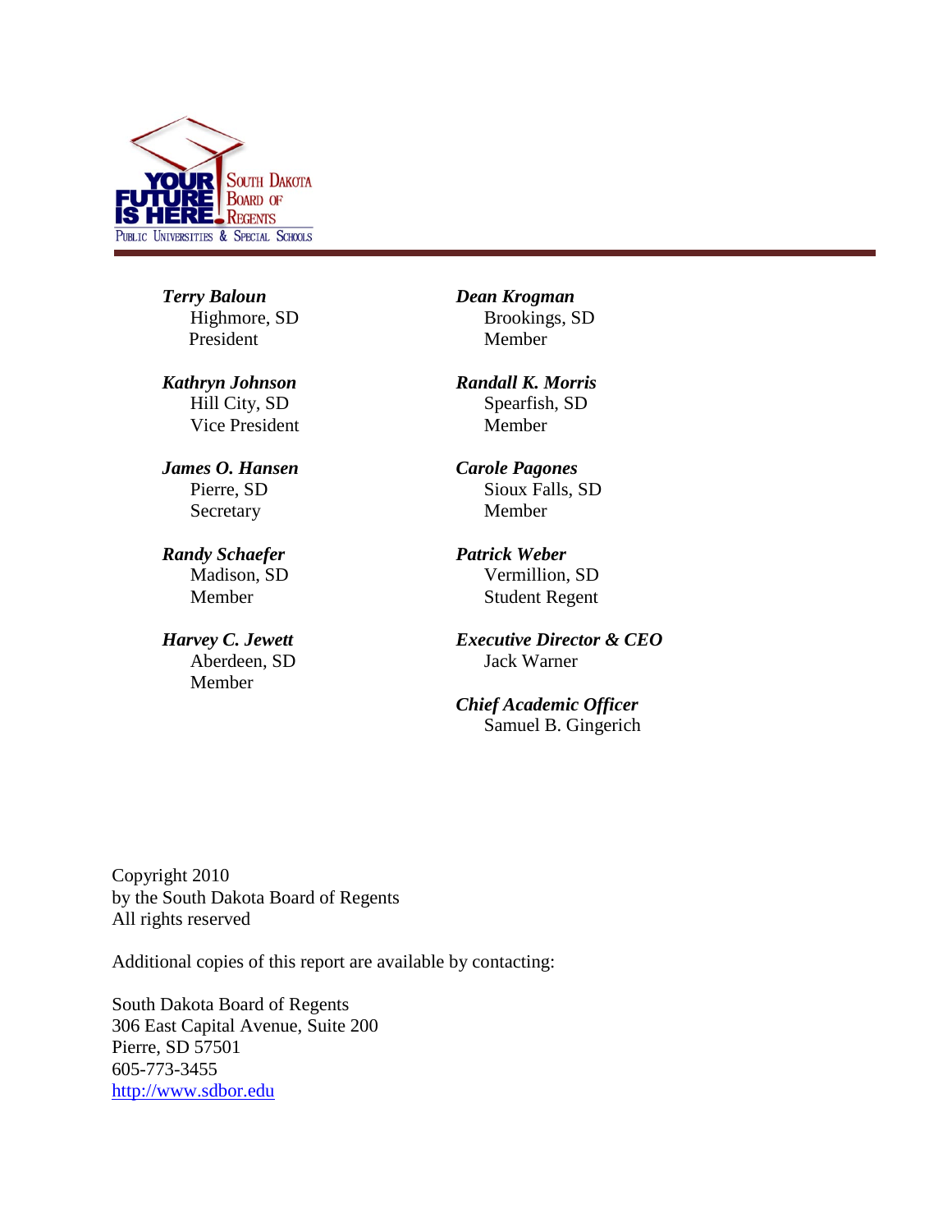YOUR FUTURE IS HERE. South Dakota Board of Regents
Public Universities & Special Schools

***Terry Baloun***
Highmore, SD
President

***Kathryn Johnson***
Hill City, SD
Vice President

***James O. Hansen***
Pierre, SD
Secretary

***Randy Schaefer***
Madison, SD
Member

***Harvey C. Jewett***
Aberdeen, SD
Member

***Dean Krogman***
Brookings, SD
Member

***Randall K. Morris***
Spearfish, SD
Member

***Carole Pagones***
Sioux Falls, SD
Member

***Patrick Weber***
Vermillion, SD
Student Regent

***Executive Director & CEO***
Jack Warner

***Chief Academic Officer***
Samuel B. Gingerich

Copyright 2010
by the South Dakota Board of Regents
All rights reserved

Additional copies of this report are available by contacting:

South Dakota Board of Regents
306 East Capital Avenue, Suite 200
Pierre, SD 57501
605-773-3455
http://www.sdbor.edu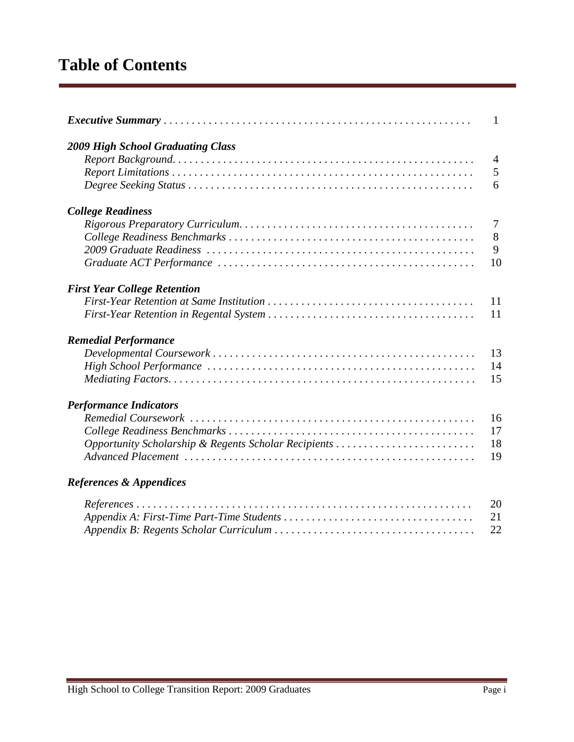# Table of Contents

| | |
|---|---|
| ***Executive Summary*** | 1 |
| ***2009 High School Graduating Class*** | |
| *Report Background* | 4 |
| *Report Limitations* | 5 |
| *Degree Seeking Status* | 6 |
| ***College Readiness*** | |
| *Rigorous Preparatory Curriculum* | 7 |
| *College Readiness Benchmarks* | 8 |
| *2009 Graduate Readiness* | 9 |
| *Graduate ACT Performance* | 10 |
| ***First Year College Retention*** | |
| *First-Year Retention at Same Institution* | 11 |
| *First-Year Retention in Regental System* | 11 |
| ***Remedial Performance*** | |
| *Developmental Coursework* | 13 |
| *High School Performance* | 14 |
| *Mediating Factors* | 15 |
| ***Performance Indicators*** | |
| *Remedial Coursework* | 16 |
| *College Readiness Benchmarks* | 17 |
| *Opportunity Scholarship & Regents Scholar Recipients* | 18 |
| *Advanced Placement* | 19 |
| ***References & Appendices*** | |
| *References* | 20 |
| *Appendix A: First-Time Part-Time Students* | 21 |
| *Appendix B: Regents Scholar Curriculum* | 22 |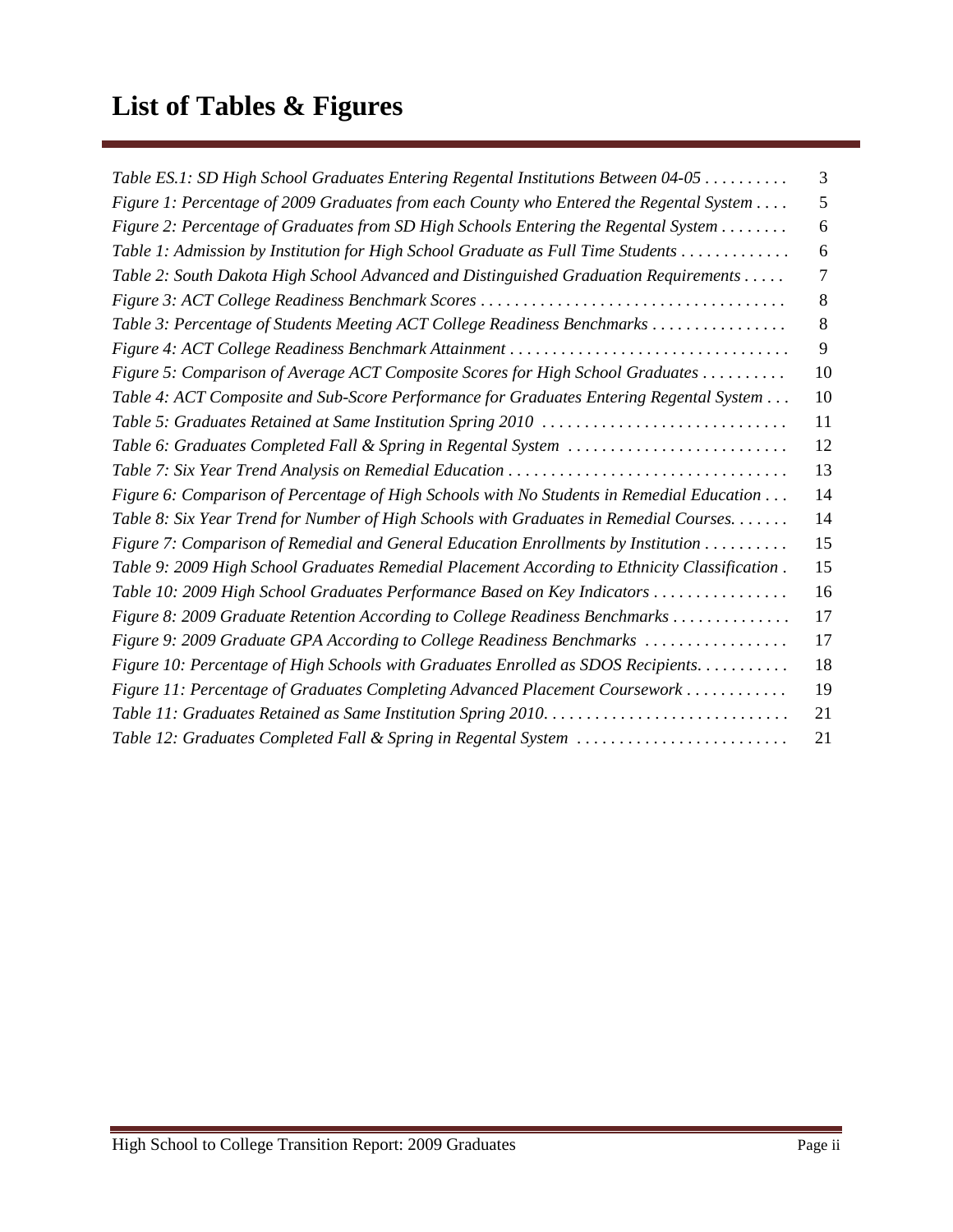# List of Tables & Figures

| | |
|---|---|
| *Table ES.1: SD High School Graduates Entering Regental Institutions Between 04-05* | 3 |
| *Figure 1: Percentage of 2009 Graduates from each County who Entered the Regental System* | 5 |
| *Figure 2: Percentage of Graduates from SD High Schools Entering the Regental System* | 6 |
| *Table 1: Admission by Institution for High School Graduate as Full Time Students* | 6 |
| *Table 2: South Dakota High School Advanced and Distinguished Graduation Requirements* | 7 |
| *Figure 3: ACT College Readiness Benchmark Scores* | 8 |
| *Table 3: Percentage of Students Meeting ACT College Readiness Benchmarks* | 8 |
| *Figure 4: ACT College Readiness Benchmark Attainment* | 9 |
| *Figure 5: Comparison of Average ACT Composite Scores for High School Graduates* | 10 |
| *Table 4: ACT Composite and Sub-Score Performance for Graduates Entering Regental System* | 10 |
| *Table 5: Graduates Retained at Same Institution Spring 2010* | 11 |
| *Table 6: Graduates Completed Fall & Spring in Regental System* | 12 |
| *Table 7: Six Year Trend Analysis on Remedial Education* | 13 |
| *Figure 6: Comparison of Percentage of High Schools with No Students in Remedial Education* | 14 |
| *Table 8: Six Year Trend for Number of High Schools with Graduates in Remedial Courses.* | 14 |
| *Figure 7: Comparison of Remedial and General Education Enrollments by Institution* | 15 |
| *Table 9: 2009 High School Graduates Remedial Placement According to Ethnicity Classification* | 15 |
| *Table 10: 2009 High School Graduates Performance Based on Key Indicators* | 16 |
| *Figure 8: 2009 Graduate Retention According to College Readiness Benchmarks* | 17 |
| *Figure 9: 2009 Graduate GPA According to College Readiness Benchmarks* | 17 |
| *Figure 10: Percentage of High Schools with Graduates Enrolled as SDOS Recipients.* | 18 |
| *Figure 11: Percentage of Graduates Completing Advanced Placement Coursework* | 19 |
| *Table 11: Graduates Retained as Same Institution Spring 2010.* | 21 |
| *Table 12: Graduates Completed Fall & Spring in Regental System* | 21 |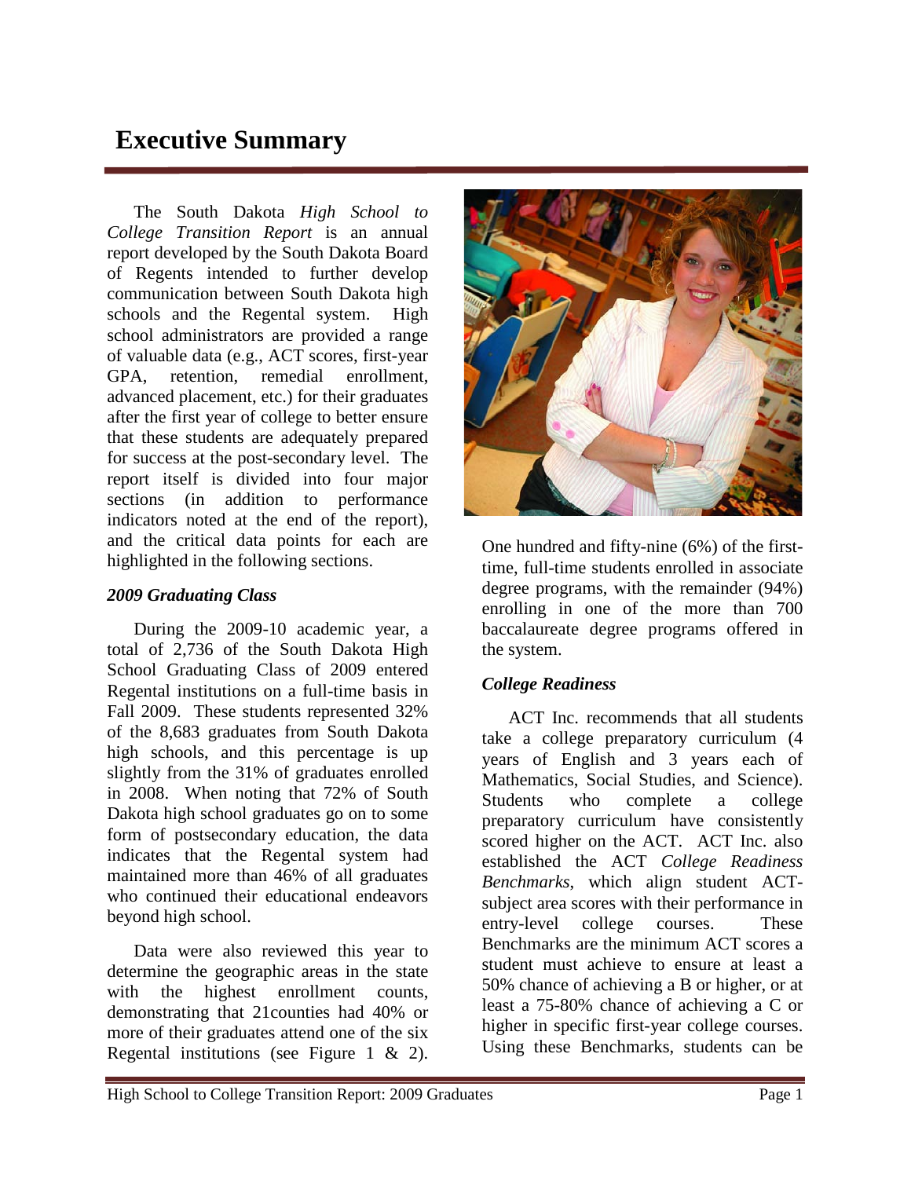# Executive Summary

The South Dakota *High School to College Transition Report* is an annual report developed by the South Dakota Board of Regents intended to further develop communication between South Dakota high schools and the Regental system. High school administrators are provided a range of valuable data (e.g., ACT scores, first-year GPA, retention, remedial enrollment, advanced placement, etc.) for their graduates after the first year of college to better ensure that these students are adequately prepared for success at the post-secondary level. The report itself is divided into four major sections (in addition to performance indicators noted at the end of the report), and the critical data points for each are highlighted in the following sections.

### *2009 Graduating Class*

During the 2009-10 academic year, a total of 2,736 of the South Dakota High School Graduating Class of 2009 entered Regental institutions on a full-time basis in Fall 2009. These students represented 32% of the 8,683 graduates from South Dakota high schools, and this percentage is up slightly from the 31% of graduates enrolled in 2008. When noting that 72% of South Dakota high school graduates go on to some form of postsecondary education, the data indicates that the Regental system had maintained more than 46% of all graduates who continued their educational endeavors beyond high school.

Data were also reviewed this year to determine the geographic areas in the state with the highest enrollment counts, demonstrating that 21counties had 40% or more of their graduates attend one of the six Regental institutions (see Figure 1 & 2). One hundred and fifty-nine (6%) of the first-time, full-time students enrolled in associate degree programs, with the remainder (94%) enrolling in one of the more than 700 baccalaureate degree programs offered in the system.

### *College Readiness*

ACT Inc. recommends that all students take a college preparatory curriculum (4 years of English and 3 years each of Mathematics, Social Studies, and Science). Students who complete a college preparatory curriculum have consistently scored higher on the ACT. ACT Inc. also established the ACT *College Readiness Benchmarks*, which align student ACT-subject area scores with their performance in entry-level college courses. These Benchmarks are the minimum ACT scores a student must achieve to ensure at least a 50% chance of achieving a B or higher, or at least a 75-80% chance of achieving a C or higher in specific first-year college courses. Using these Benchmarks, students can be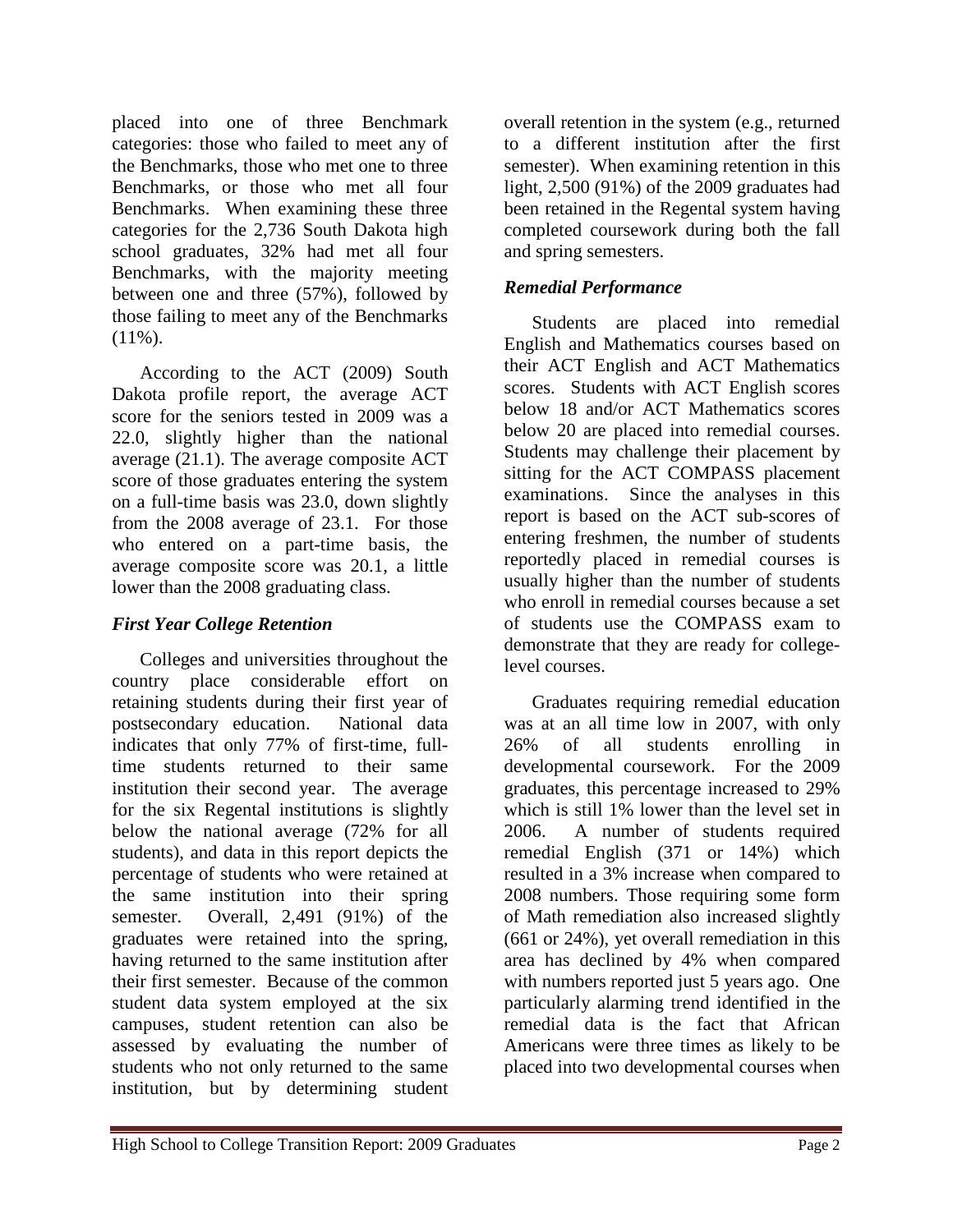placed into one of three Benchmark categories: those who failed to meet any of the Benchmarks, those who met one to three Benchmarks, or those who met all four Benchmarks. When examining these three categories for the 2,736 South Dakota high school graduates, 32% had met all four Benchmarks, with the majority meeting between one and three (57%), followed by those failing to meet any of the Benchmarks (11%).

According to the ACT (2009) South Dakota profile report, the average ACT score for the seniors tested in 2009 was a 22.0, slightly higher than the national average (21.1). The average composite ACT score of those graduates entering the system on a full-time basis was 23.0, down slightly from the 2008 average of 23.1. For those who entered on a part-time basis, the average composite score was 20.1, a little lower than the 2008 graduating class.

### *First Year College Retention*

Colleges and universities throughout the country place considerable effort on retaining students during their first year of postsecondary education. National data indicates that only 77% of first-time, full-time students returned to their same institution their second year. The average for the six Regental institutions is slightly below the national average (72% for all students), and data in this report depicts the percentage of students who were retained at the same institution into their spring semester. Overall, 2,491 (91%) of the graduates were retained into the spring, having returned to the same institution after their first semester. Because of the common student data system employed at the six campuses, student retention can also be assessed by evaluating the number of students who not only returned to the same institution, but by determining student overall retention in the system (e.g., returned to a different institution after the first semester). When examining retention in this light, 2,500 (91%) of the 2009 graduates had been retained in the Regental system having completed coursework during both the fall and spring semesters.

### *Remedial Performance*

Students are placed into remedial English and Mathematics courses based on their ACT English and ACT Mathematics scores. Students with ACT English scores below 18 and/or ACT Mathematics scores below 20 are placed into remedial courses. Students may challenge their placement by sitting for the ACT COMPASS placement examinations. Since the analyses in this report is based on the ACT sub-scores of entering freshmen, the number of students reportedly placed in remedial courses is usually higher than the number of students who enroll in remedial courses because a set of students use the COMPASS exam to demonstrate that they are ready for college-level courses.

Graduates requiring remedial education was at an all time low in 2007, with only 26% of all students enrolling in developmental coursework. For the 2009 graduates, this percentage increased to 29% which is still 1% lower than the level set in 2006. A number of students required remedial English (371 or 14%) which resulted in a 3% increase when compared to 2008 numbers. Those requiring some form of Math remediation also increased slightly (661 or 24%), yet overall remediation in this area has declined by 4% when compared with numbers reported just 5 years ago. One particularly alarming trend identified in the remedial data is the fact that African Americans were three times as likely to be placed into two developmental courses when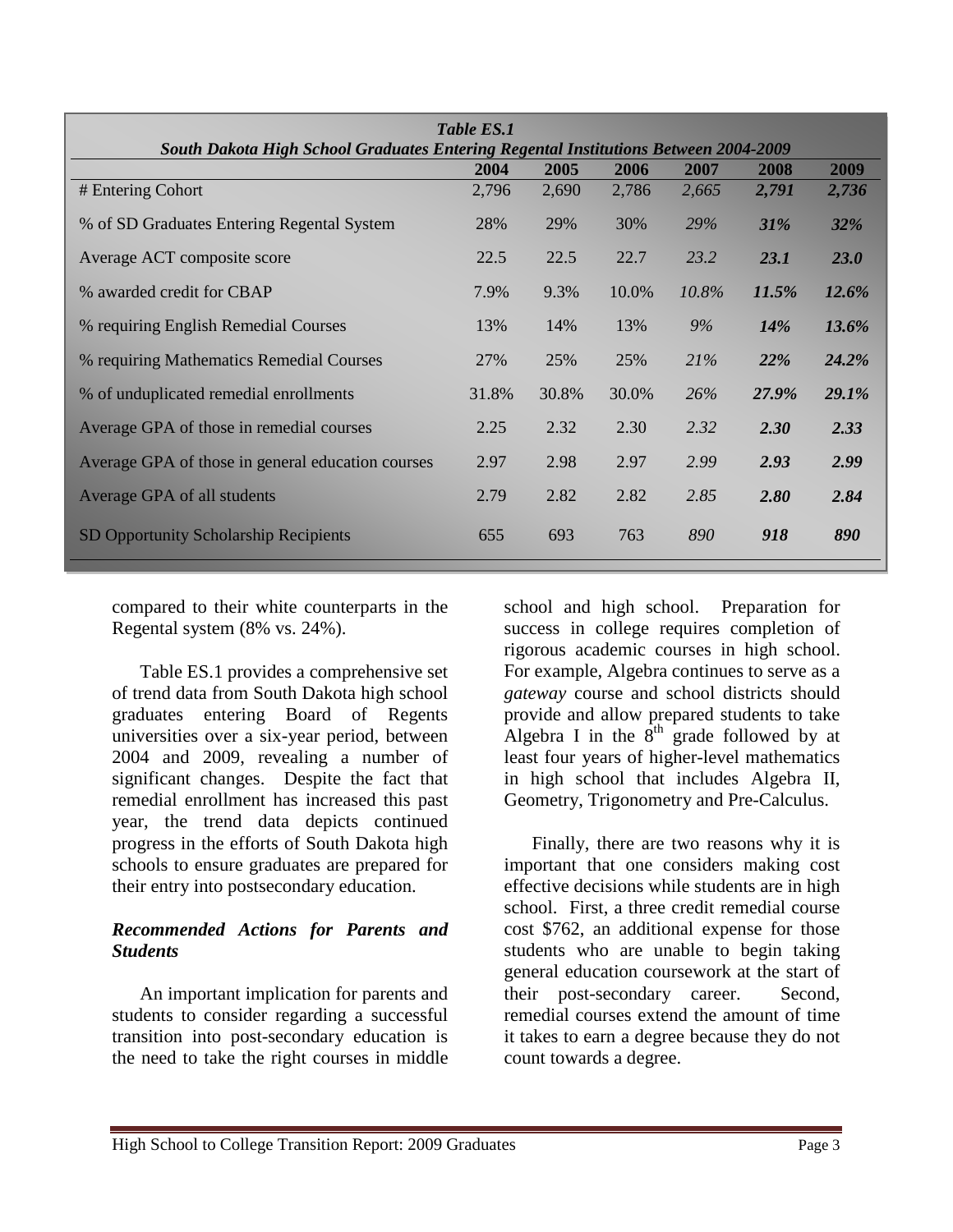| *Table ES.1* *South Dakota High School Graduates Entering Regental Institutions Between 2004-2009* | | | | | | |
|---|---|---|---|---|---|---|
| | **2004** | **2005** | **2006** | **2007** | **2008** | **2009** |
| # Entering Cohort | 2,796 | 2,690 | 2,786 | *2,665* | ***2,791*** | ***2,736*** |
| % of SD Graduates Entering Regental System | 28% | 29% | 30% | *29%* | ***31%*** | ***32%*** |
| Average ACT composite score | 22.5 | 22.5 | 22.7 | *23.2* | ***23.1*** | ***23.0*** |
| % awarded credit for CBAP | 7.9% | 9.3% | 10.0% | *10.8%* | ***11.5%*** | ***12.6%*** |
| % requiring English Remedial Courses | 13% | 14% | 13% | *9%* | ***14%*** | ***13.6%*** |
| % requiring Mathematics Remedial Courses | 27% | 25% | 25% | *21%* | ***22%*** | ***24.2%*** |
| % of unduplicated remedial enrollments | 31.8% | 30.8% | 30.0% | *26%* | ***27.9%*** | ***29.1%*** |
| Average GPA of those in remedial courses | 2.25 | 2.32 | 2.30 | *2.32* | ***2.30*** | ***2.33*** |
| Average GPA of those in general education courses | 2.97 | 2.98 | 2.97 | *2.99* | ***2.93*** | ***2.99*** |
| Average GPA of all students | 2.79 | 2.82 | 2.82 | *2.85* | ***2.80*** | ***2.84*** |
| SD Opportunity Scholarship Recipients | 655 | 693 | 763 | *890* | ***918*** | ***890*** |

compared to their white counterparts in the Regental system (8% vs. 24%).

Table ES.1 provides a comprehensive set of trend data from South Dakota high school graduates entering Board of Regents universities over a six-year period, between 2004 and 2009, revealing a number of significant changes. Despite the fact that remedial enrollment has increased this past year, the trend data depicts continued progress in the efforts of South Dakota high schools to ensure graduates are prepared for their entry into postsecondary education.

### *Recommended Actions for Parents and Students*

An important implication for parents and students to consider regarding a successful transition into post-secondary education is the need to take the right courses in middle school and high school. Preparation for success in college requires completion of rigorous academic courses in high school. For example, Algebra continues to serve as a *gateway* course and school districts should provide and allow prepared students to take Algebra I in the 8th grade followed by at least four years of higher-level mathematics in high school that includes Algebra II, Geometry, Trigonometry and Pre-Calculus.

Finally, there are two reasons why it is important that one considers making cost effective decisions while students are in high school. First, a three credit remedial course cost $762, an additional expense for those students who are unable to begin taking general education coursework at the start of their post-secondary career. Second, remedial courses extend the amount of time it takes to earn a degree because they do not count towards a degree.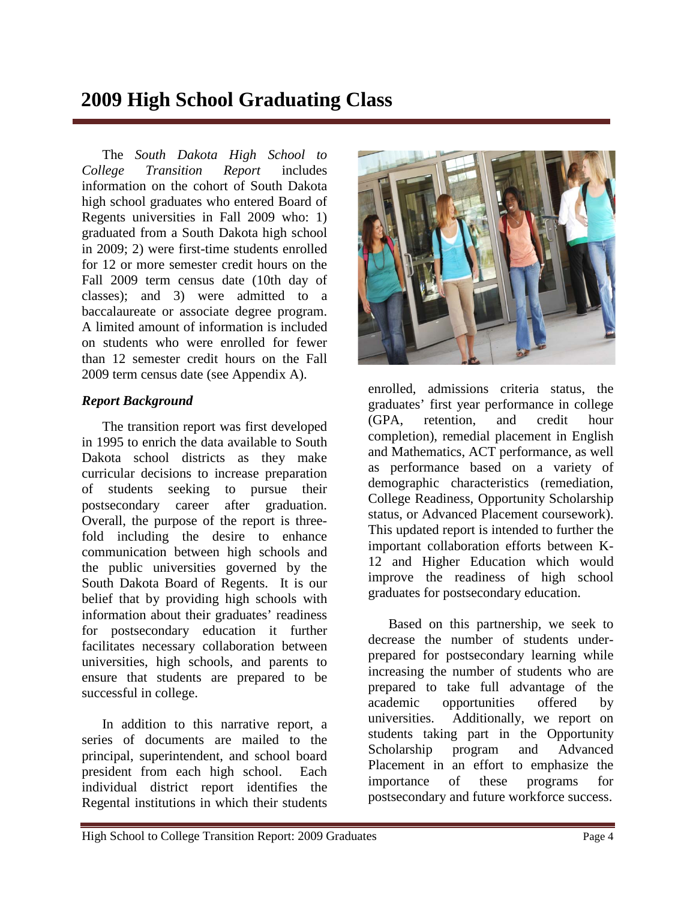# 2009 High School Graduating Class

The *South Dakota High School to College Transition Report* includes information on the cohort of South Dakota high school graduates who entered Board of Regents universities in Fall 2009 who: 1) graduated from a South Dakota high school in 2009; 2) were first-time students enrolled for 12 or more semester credit hours on the Fall 2009 term census date (10th day of classes); and 3) were admitted to a baccalaureate or associate degree program. A limited amount of information is included on students who were enrolled for fewer than 12 semester credit hours on the Fall 2009 term census date (see Appendix A).

### *Report Background*

The transition report was first developed in 1995 to enrich the data available to South Dakota school districts as they make curricular decisions to increase preparation of students seeking to pursue their postsecondary career after graduation. Overall, the purpose of the report is three-fold including the desire to enhance communication between high schools and the public universities governed by the South Dakota Board of Regents. It is our belief that by providing high schools with information about their graduates' readiness for postsecondary education it further facilitates necessary collaboration between universities, high schools, and parents to ensure that students are prepared to be successful in college.

In addition to this narrative report, a series of documents are mailed to the principal, superintendent, and school board president from each high school. Each individual district report identifies the Regental institutions in which their students enrolled, admissions criteria status, the graduates' first year performance in college (GPA, retention, and credit hour completion), remedial placement in English and Mathematics, ACT performance, as well as performance based on a variety of demographic characteristics (remediation, College Readiness, Opportunity Scholarship status, or Advanced Placement coursework). This updated report is intended to further the important collaboration efforts between K-12 and Higher Education which would improve the readiness of high school graduates for postsecondary education.

Based on this partnership, we seek to decrease the number of students under-prepared for postsecondary learning while increasing the number of students who are prepared to take full advantage of the academic opportunities offered by universities. Additionally, we report on students taking part in the Opportunity Scholarship program and Advanced Placement in an effort to emphasize the importance of these programs for postsecondary and future workforce success.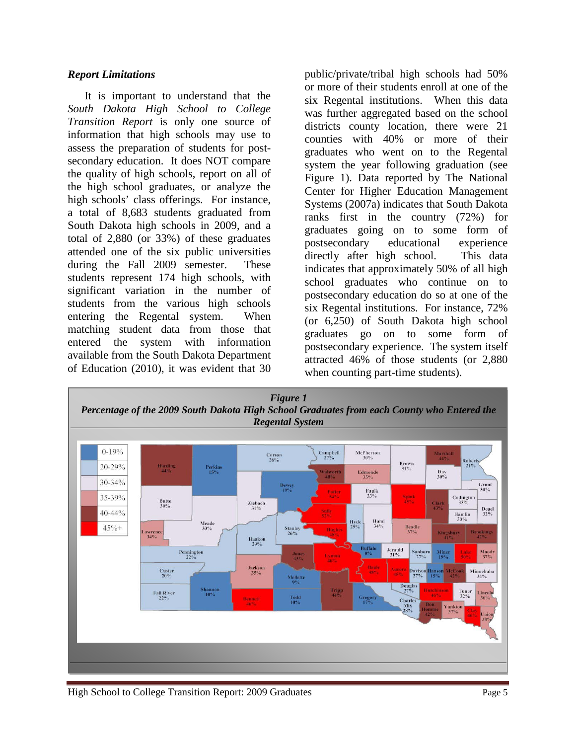### *Report Limitations*

It is important to understand that the *South Dakota High School to College Transition Report* is only one source of information that high schools may use to assess the preparation of students for post-secondary education. It does NOT compare the quality of high schools, report on all of the high school graduates, or analyze the high schools' class offerings. For instance, a total of 8,683 students graduated from South Dakota high schools in 2009, and a total of 2,880 (or 33%) of these graduates attended one of the six public universities during the Fall 2009 semester. These students represent 174 high schools, with significant variation in the number of students from the various high schools entering the Regental system. When matching student data from those that entered the system with information available from the South Dakota Department of Education (2010), it was evident that 30 public/private/tribal high schools had 50% or more of their students enroll at one of the six Regental institutions. When this data was further aggregated based on the school districts county location, there were 21 counties with 40% or more of their graduates who went on to the Regental system the year following graduation (see Figure 1). Data reported by The National Center for Higher Education Management Systems (2007a) indicates that South Dakota ranks first in the country (72%) for graduates going on to some form of postsecondary educational experience directly after high school. This data indicates that approximately 50% of all high school graduates who continue on to postsecondary education do so at one of the six Regental institutions. For instance, 72% (or 6,250) of South Dakota high school graduates go on to some form of postsecondary experience. The system itself attracted 46% of those students (or 2,880 when counting part-time students).

***Figure 1***
***Percentage of the 2009 South Dakota High School Graduates from each County who Entered the Regental System***

| Legend |
| --- |
| 0-19% |
| 20-29% |
| 30-34% |
| 35-39% |
| 40-44% |
| 45%+ |

| County | Percentage |
| --- | --- |
| Harding | 44% |
| Perkins | 15% |
| Corson | 26% |
| Campbell | 27% |
| McPherson | 30% |
| Brown | 31% |
| Marshall | 44% |
| Roberts | 21% |
| Walworth | 40% |
| Edmonds | 35% |
| Day | 30% |
| Grant | 30% |
| Dewey | 19% |
| Potter | 54% |
| Faulk | 33% |
| Spink | 45% |
| Clark | 43% |
| Codington | 33% |
| Deuel | 32% |
| Butte | 30% |
| Ziebach | 31% |
| Sully | 52% |
| Hyde | 29% |
| Hand | 34% |
| Hamlin | 30% |
| Meade | 33% |
| Stanley | 26% |
| Hughes | 48% |
| Beadle | 37% |
| Kingsbury | 41% |
| Brookings | 42% |
| Lawrence | 34% |
| Haakon | 29% |
| Pennington | 22% |
| Jones | 43% |
| Lyman | 46% |
| Buffalo | 0% |
| Jerauld | 31% |
| Sanborn | 27% |
| Miner | 19% |
| Lake | 50% |
| Moody | 37% |
| Custer | 20% |
| Jackson | 35% |
| Mellette | 9% |
| Brule | 48% |
| Aurora | 45% |
| Davison | 27% |
| Hanson | 15% |
| McCook | 42% |
| Minnehaha | 34% |
| Fall River | 22% |
| Shannon | 10% |
| Bennett | 46% |
| Todd | 10% |
| Tripp | 44% |
| Gregory | 17% |
| Douglas | 27% |
| Charles Mix | 28% |
| Hutchinson | 46% |
| Turner | 32% |
| Lincoln | 36% |
| Bon Homme | 42% |
| Yankton | 37% |
| Clay | 46% |
| Union | 38% |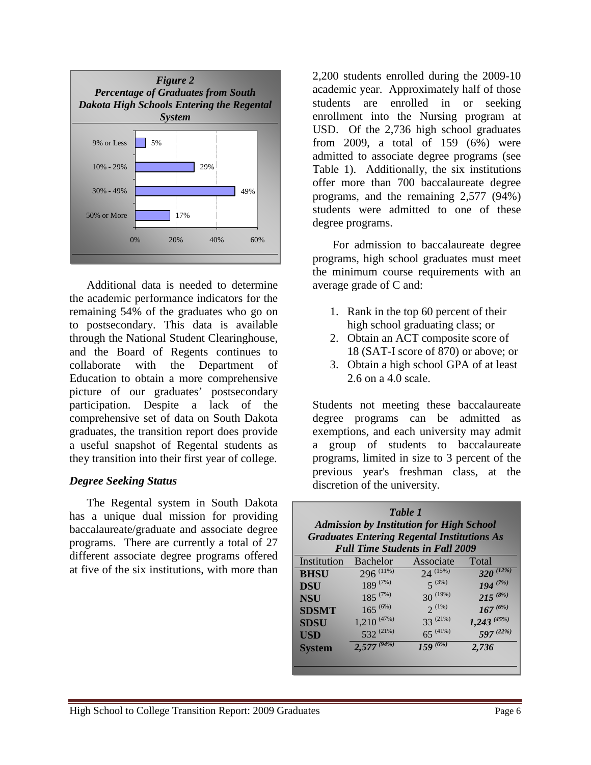*Figure 2*
*Percentage of Graduates from South Dakota High Schools Entering the Regental System*

| Category | Percentage |
|---|---|
| 9% or Less | 5% |
| 10% - 29% | 29% |
| 30% - 49% | 49% |
| 50% or More | 17% |

Additional data is needed to determine the academic performance indicators for the remaining 54% of the graduates who go on to postsecondary. This data is available through the National Student Clearinghouse, and the Board of Regents continues to collaborate with the Department of Education to obtain a more comprehensive picture of our graduates' postsecondary participation. Despite a lack of the comprehensive set of data on South Dakota graduates, the transition report does provide a useful snapshot of Regental students as they transition into their first year of college.

### *Degree Seeking Status*

The Regental system in South Dakota has a unique dual mission for providing baccalaureate/graduate and associate degree programs. There are currently a total of 27 different associate degree programs offered at five of the six institutions, with more than 2,200 students enrolled during the 2009-10 academic year. Approximately half of those students are enrolled in or seeking enrollment into the Nursing program at USD. Of the 2,736 high school graduates from 2009, a total of 159 (6%) were admitted to associate degree programs (see Table 1). Additionally, the six institutions offer more than 700 baccalaureate degree programs, and the remaining 2,577 (94%) students were admitted to one of these degree programs.

For admission to baccalaureate degree programs, high school graduates must meet the minimum course requirements with an average grade of C and:

1. Rank in the top 60 percent of their high school graduating class; or
2. Obtain an ACT composite score of 18 (SAT-I score of 870) or above; or
3. Obtain a high school GPA of at least 2.6 on a 4.0 scale.

Students not meeting these baccalaureate degree programs can be admitted as exemptions, and each university may admit a group of students to baccalaureate programs, limited in size to 3 percent of the previous year's freshman class, at the discretion of the university.

*Table 1*
*Admission by Institution for High School Graduates Entering Regental Institutions As Full Time Students in Fall 2009*

| Institution | Bachelor | Associate | Total |
|---|---|---|---|
| **BHSU** | 296 (11%) | 24 (15%) | *320 (12%)* |
| **DSU** | 189 (7%) | 5 (3%) | *194 (7%)* |
| **NSU** | 185 (7%) | 30 (19%) | *215 (8%)* |
| **SDSMT** | 165 (6%) | 2 (1%) | *167 (6%)* |
| **SDSU** | 1,210 (47%) | 33 (21%) | *1,243 (45%)* |
| **USD** | 532 (21%) | 65 (41%) | *597 (22%)* |
| **System** | *2,577 (94%)* | *159 (6%)* | *2,736* |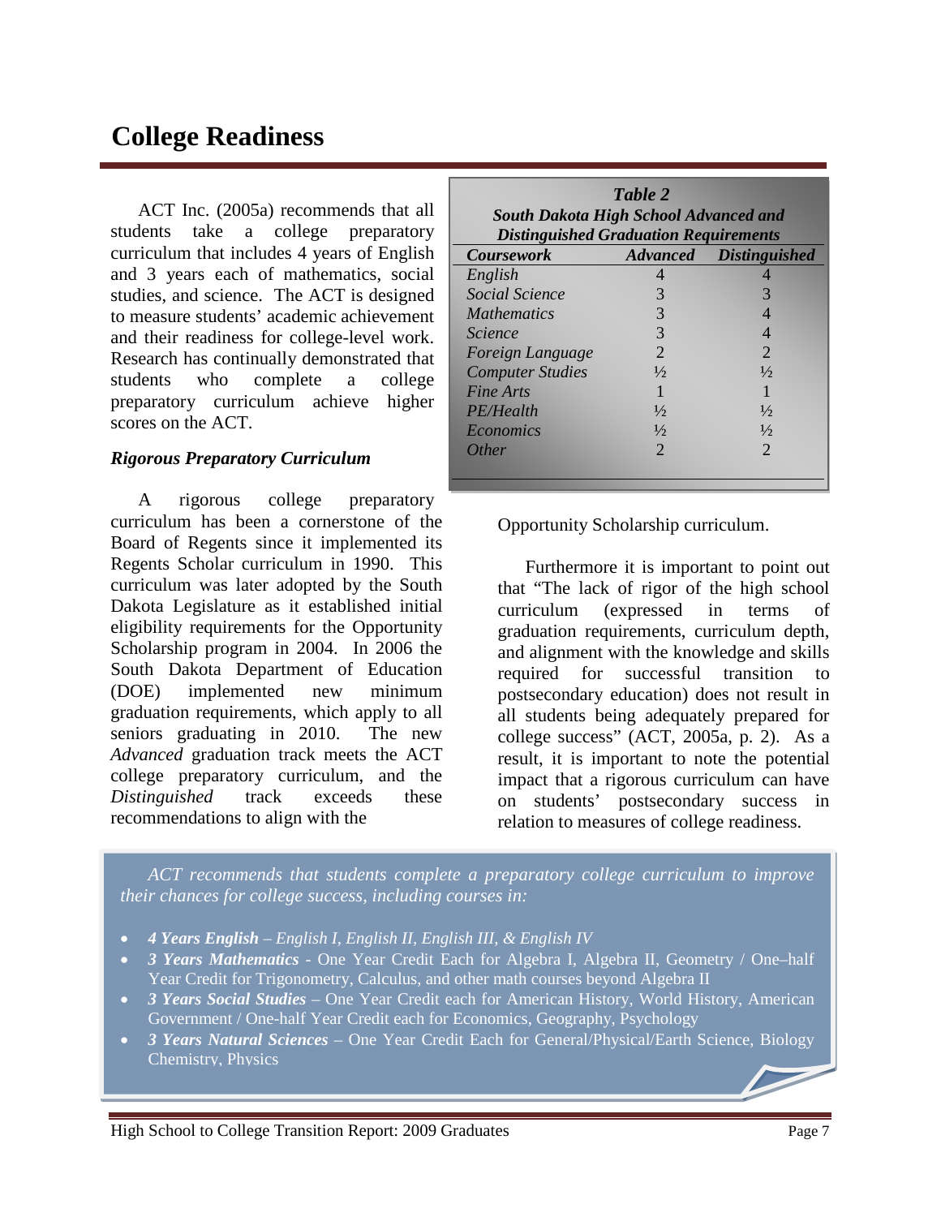# College Readiness

ACT Inc. (2005a) recommends that all students take a college preparatory curriculum that includes 4 years of English and 3 years each of mathematics, social studies, and science. The ACT is designed to measure students' academic achievement and their readiness for college-level work. Research has continually demonstrated that students who complete a college preparatory curriculum achieve higher scores on the ACT.

### *Rigorous Preparatory Curriculum*

A rigorous college preparatory curriculum has been a cornerstone of the Board of Regents since it implemented its Regents Scholar curriculum in 1990. This curriculum was later adopted by the South Dakota Legislature as it established initial eligibility requirements for the Opportunity Scholarship program in 2004. In 2006 the South Dakota Department of Education (DOE) implemented new minimum graduation requirements, which apply to all seniors graduating in 2010. The new *Advanced* graduation track meets the ACT college preparatory curriculum, and the *Distinguished* track exceeds these recommendations to align with the Opportunity Scholarship curriculum.

***Table 2***
***South Dakota High School Advanced and Distinguished Graduation Requirements***

| *Coursework* | *Advanced* | *Distinguished* |
|---|---|---|
| *English* | 4 | 4 |
| *Social Science* | 3 | 3 |
| *Mathematics* | 3 | 4 |
| *Science* | 3 | 4 |
| *Foreign Language* | 2 | 2 |
| *Computer Studies* | ½ | ½ |
| *Fine Arts* | 1 | 1 |
| *PE/Health* | ½ | ½ |
| *Economics* | ½ | ½ |
| *Other* | 2 | 2 |

Furthermore it is important to point out that "The lack of rigor of the high school curriculum (expressed in terms of graduation requirements, curriculum depth, and alignment with the knowledge and skills required for successful transition to postsecondary education) does not result in all students being adequately prepared for college success" (ACT, 2005a, p. 2). As a result, it is important to note the potential impact that a rigorous curriculum can have on students' postsecondary success in relation to measures of college readiness.

*ACT recommends that students complete a preparatory college curriculum to improve their chances for college success, including courses in:*

- ***4 Years English*** *– English I, English II, English III, & English IV*
- ***3 Years Mathematics*** - One Year Credit Each for Algebra I, Algebra II, Geometry / One–half Year Credit for Trigonometry, Calculus, and other math courses beyond Algebra II
- ***3 Years Social Studies*** – One Year Credit each for American History, World History, American Government / One-half Year Credit each for Economics, Geography, Psychology
- ***3 Years Natural Sciences*** – One Year Credit Each for General/Physical/Earth Science, Biology Chemistry, Physics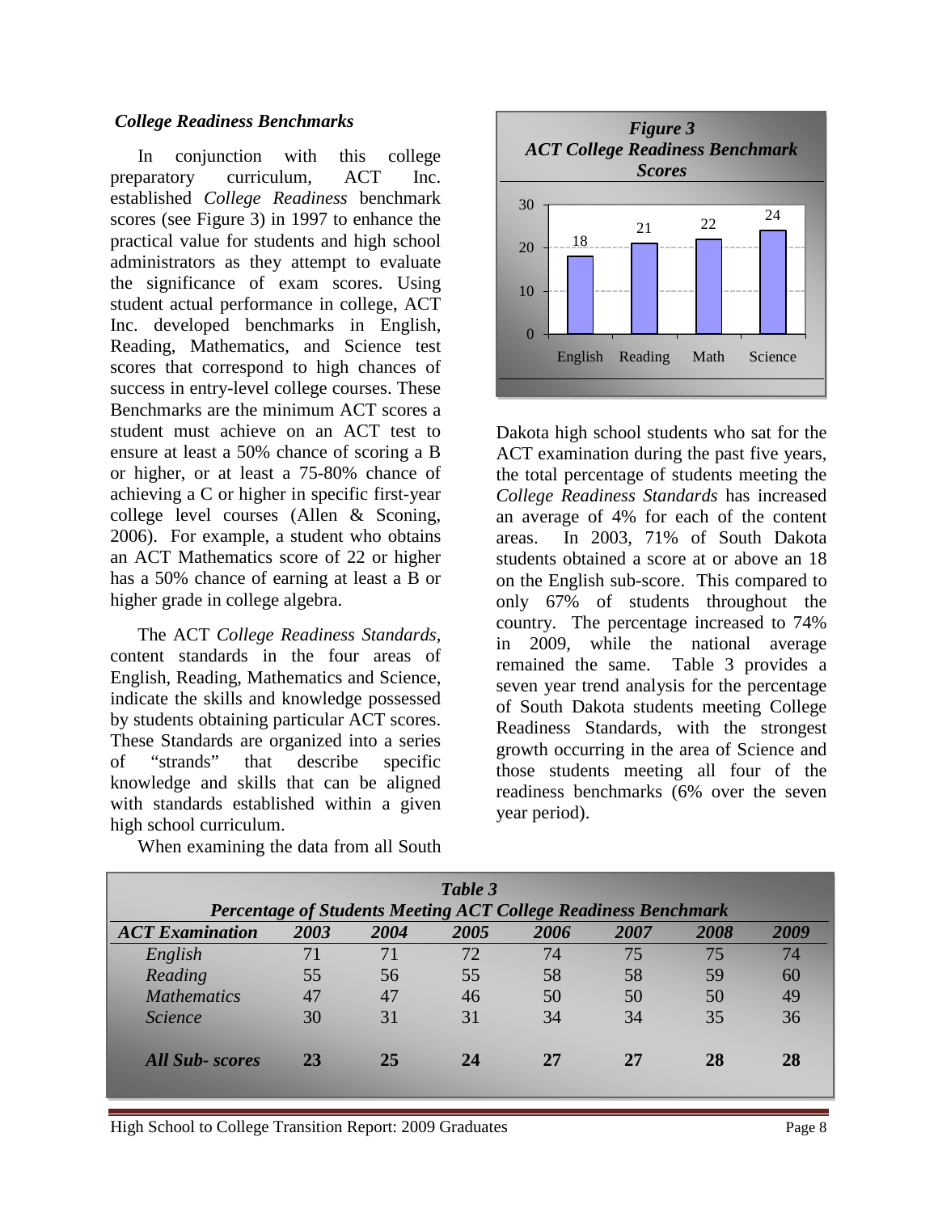### *College Readiness Benchmarks*

In conjunction with this college preparatory curriculum, ACT Inc. established *College Readiness* benchmark scores (see Figure 3) in 1997 to enhance the practical value for students and high school administrators as they attempt to evaluate the significance of exam scores. Using student actual performance in college, ACT Inc. developed benchmarks in English, Reading, Mathematics, and Science test scores that correspond to high chances of success in entry-level college courses. These Benchmarks are the minimum ACT scores a student must achieve on an ACT test to ensure at least a 50% chance of scoring a B or higher, or at least a 75-80% chance of achieving a C or higher in specific first-year college level courses (Allen & Sconing, 2006). For example, a student who obtains an ACT Mathematics score of 22 or higher has a 50% chance of earning at least a B or higher grade in college algebra.

The ACT *College Readiness Standards*, content standards in the four areas of English, Reading, Mathematics and Science, indicate the skills and knowledge possessed by students obtaining particular ACT scores. These Standards are organized into a series of "strands" that describe specific knowledge and skills that can be aligned with standards established within a given high school curriculum.

***Figure 3***
***ACT College Readiness Benchmark Scores***

| | English | Reading | Math | Science |
|---|---|---|---|---|
| Score | 18 | 21 | 22 | 24 |

When examining the data from all South Dakota high school students who sat for the ACT examination during the past five years, the total percentage of students meeting the *College Readiness Standards* has increased an average of 4% for each of the content areas. In 2003, 71% of South Dakota students obtained a score at or above an 18 on the English sub-score. This compared to only 67% of students throughout the country. The percentage increased to 74% in 2009, while the national average remained the same. Table 3 provides a seven year trend analysis for the percentage of South Dakota students meeting College Readiness Standards, with the strongest growth occurring in the area of Science and those students meeting all four of the readiness benchmarks (6% over the seven year period).

***Table 3***
***Percentage of Students Meeting ACT College Readiness Benchmark***

| *ACT Examination* | *2003* | *2004* | *2005* | *2006* | *2007* | *2008* | *2009* |
|---|---|---|---|---|---|---|---|
| *English* | 71 | 71 | 72 | 74 | 75 | 75 | 74 |
| *Reading* | 55 | 56 | 55 | 58 | 58 | 59 | 60 |
| *Mathematics* | 47 | 47 | 46 | 50 | 50 | 50 | 49 |
| *Science* | 30 | 31 | 31 | 34 | 34 | 35 | 36 |
| ***All Sub- scores*** | **23** | **25** | **24** | **27** | **27** | **28** | **28** |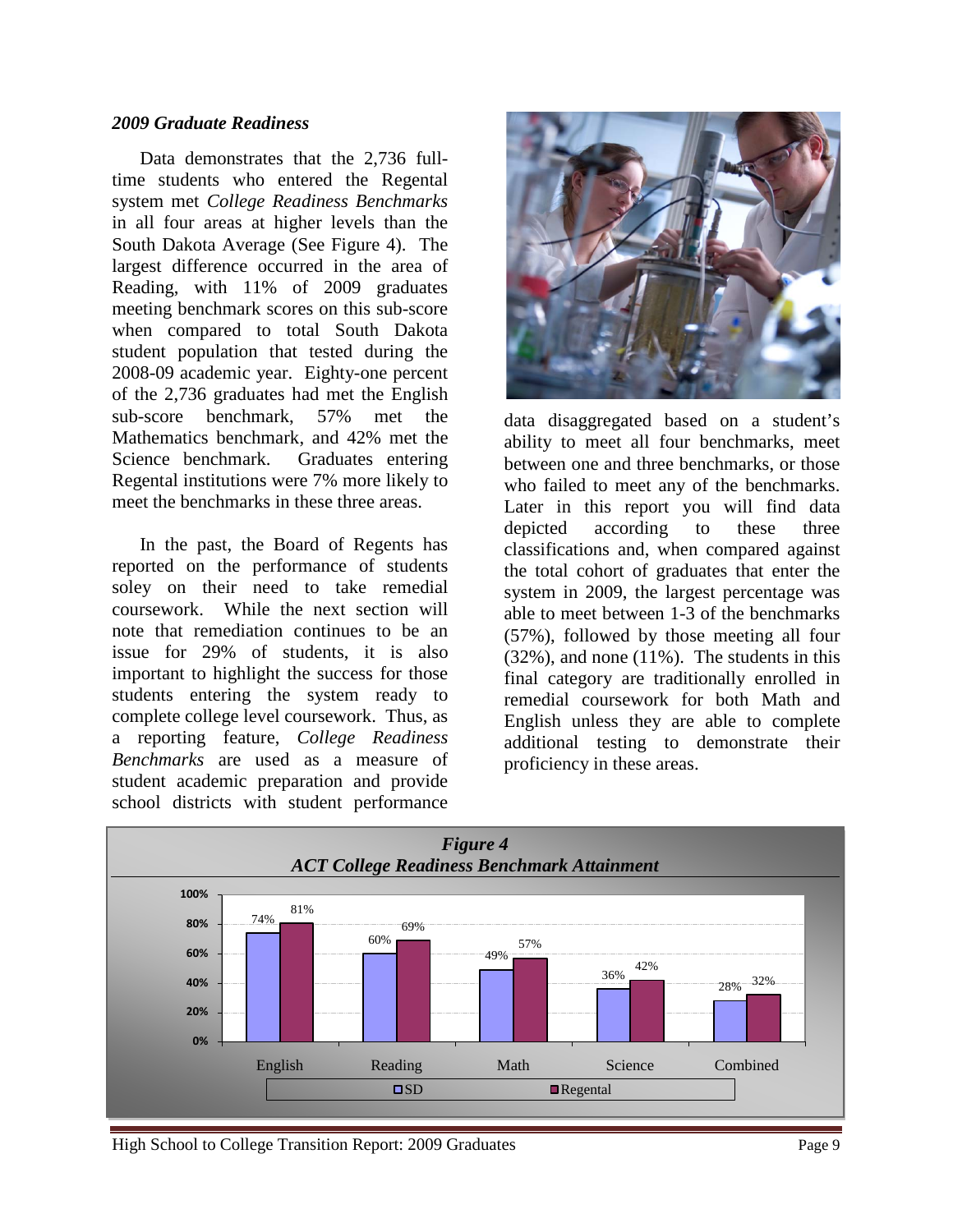### *2009 Graduate Readiness*

Data demonstrates that the 2,736 full-time students who entered the Regental system met *College Readiness Benchmarks* in all four areas at higher levels than the South Dakota Average (See Figure 4). The largest difference occurred in the area of Reading, with 11% of 2009 graduates meeting benchmark scores on this sub-score when compared to total South Dakota student population that tested during the 2008-09 academic year. Eighty-one percent of the 2,736 graduates had met the English sub-score benchmark, 57% met the Mathematics benchmark, and 42% met the Science benchmark. Graduates entering Regental institutions were 7% more likely to meet the benchmarks in these three areas.

In the past, the Board of Regents has reported on the performance of students soley on their need to take remedial coursework. While the next section will note that remediation continues to be an issue for 29% of students, it is also important to highlight the success for those students entering the system ready to complete college level coursework. Thus, as a reporting feature, *College Readiness Benchmarks* are used as a measure of student academic preparation and provide school districts with student performance data disaggregated based on a student's ability to meet all four benchmarks, meet between one and three benchmarks, or those who failed to meet any of the benchmarks. Later in this report you will find data depicted according to these three classifications and, when compared against the total cohort of graduates that enter the system in 2009, the largest percentage was able to meet between 1-3 of the benchmarks (57%), followed by those meeting all four (32%), and none (11%). The students in this final category are traditionally enrolled in remedial coursework for both Math and English unless they are able to complete additional testing to demonstrate their proficiency in these areas.

***Figure 4***
***ACT College Readiness Benchmark Attainment***

| | English | Reading | Math | Science | Combined |
|---|---|---|---|---|---|
| SD | 74% | 60% | 49% | 36% | 28% |
| Regental | 81% | 69% | 57% | 42% | 32% |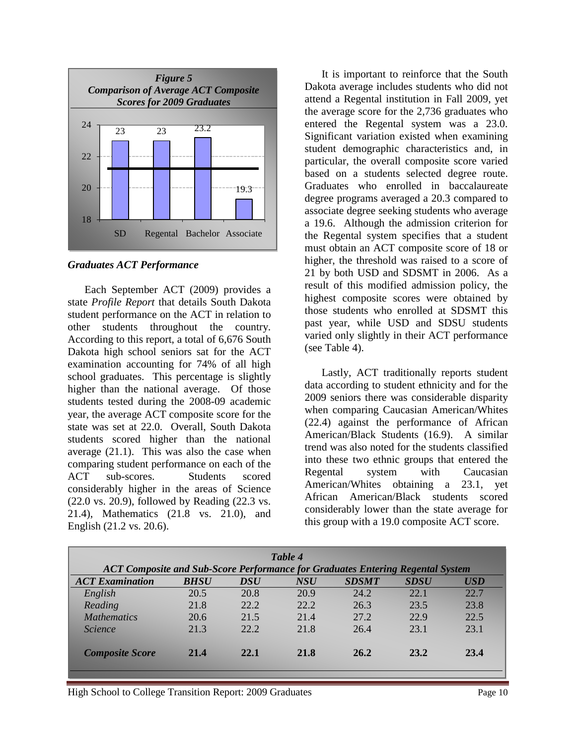**Figure 5**
**Comparison of Average ACT Composite Scores for 2009 Graduates**

| | SD | Regental | Bachelor | Associate |
|---|---|---|---|---|
| Average ACT Composite | 23 | 23 | 23.2 | 19.3 |

### *Graduates ACT Performance*

Each September ACT (2009) provides a state *Profile Report* that details South Dakota student performance on the ACT in relation to other students throughout the country. According to this report, a total of 6,676 South Dakota high school seniors sat for the ACT examination accounting for 74% of all high school graduates. This percentage is slightly higher than the national average. Of those students tested during the 2008-09 academic year, the average ACT composite score for the state was set at 22.0. Overall, South Dakota students scored higher than the national average (21.1). This was also the case when comparing student performance on each of the ACT sub-scores. Students scored considerably higher in the areas of Science (22.0 vs. 20.9), followed by Reading (22.3 vs. 21.4), Mathematics (21.8 vs. 21.0), and English (21.2 vs. 20.6).

It is important to reinforce that the South Dakota average includes students who did not attend a Regental institution in Fall 2009, yet the average score for the 2,736 graduates who entered the Regental system was a 23.0. Significant variation existed when examining student demographic characteristics and, in particular, the overall composite score varied based on a students selected degree route. Graduates who enrolled in baccalaureate degree programs averaged a 20.3 compared to associate degree seeking students who average a 19.6. Although the admission criterion for the Regental system specifies that a student must obtain an ACT composite score of 18 or higher, the threshold was raised to a score of 21 by both USD and SDSMT in 2006. As a result of this modified admission policy, the highest composite scores were obtained by those students who enrolled at SDSMT this past year, while USD and SDSU students varied only slightly in their ACT performance (see Table 4).

Lastly, ACT traditionally reports student data according to student ethnicity and for the 2009 seniors there was considerable disparity when comparing Caucasian American/Whites (22.4) against the performance of African American/Black Students (16.9). A similar trend was also noted for the students classified into these two ethnic groups that entered the Regental system with Caucasian American/Whites obtaining a 23.1, yet African American/Black students scored considerably lower than the state average for this group with a 19.0 composite ACT score.

**Table 4**
**ACT Composite and Sub-Score Performance for Graduates Entering Regental System**

| *ACT Examination* | *BHSU* | *DSU* | *NSU* | *SDSMT* | *SDSU* | *USD* |
|---|---|---|---|---|---|---|
| *English* | 20.5 | 20.8 | 20.9 | 24.2 | 22.1 | 22.7 |
| *Reading* | 21.8 | 22.2 | 22.2 | 26.3 | 23.5 | 23.8 |
| *Mathematics* | 20.6 | 21.5 | 21.4 | 27.2 | 22.9 | 22.5 |
| *Science* | 21.3 | 22.2 | 21.8 | 26.4 | 23.1 | 23.1 |
| ***Composite Score*** | **21.4** | **22.1** | **21.8** | **26.2** | **23.2** | **23.4** |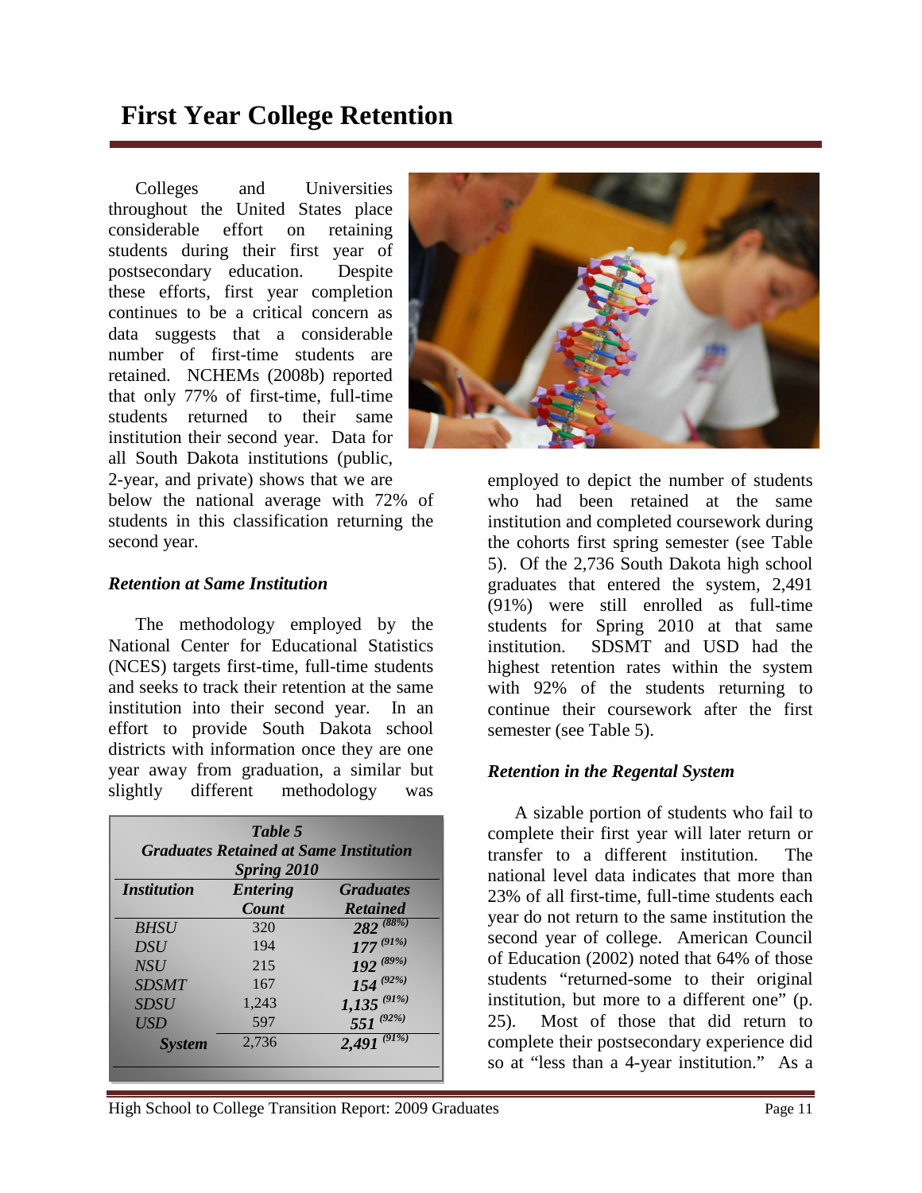# First Year College Retention

Colleges and Universities throughout the United States place considerable effort on retaining students during their first year of postsecondary education. Despite these efforts, first year completion continues to be a critical concern as data suggests that a considerable number of first-time students are retained. NCHEMs (2008b) reported that only 77% of first-time, full-time students returned to their same institution their second year. Data for all South Dakota institutions (public, 2-year, and private) shows that we are below the national average with 72% of students in this classification returning the second year.

### *Retention at Same Institution*

The methodology employed by the National Center for Educational Statistics (NCES) targets first-time, full-time students and seeks to track their retention at the same institution into their second year. In an effort to provide South Dakota school districts with information once they are one year away from graduation, a similar but slightly different methodology was employed to depict the number of students who had been retained at the same institution and completed coursework during the cohorts first spring semester (see Table 5). Of the 2,736 South Dakota high school graduates that entered the system, 2,491 (91%) were still enrolled as full-time students for Spring 2010 at that same institution. SDSMT and USD had the highest retention rates within the system with 92% of the students returning to continue their coursework after the first semester (see Table 5).

***Table 5***
***Graduates Retained at Same Institution***
***Spring 2010***

| *Institution* | *Entering Count* | *Graduates Retained* |
|---|---|---|
| *BHSU* | 320 | ***282*** *(88%)* |
| *DSU* | 194 | ***177*** *(91%)* |
| *NSU* | 215 | ***192*** *(89%)* |
| *SDSMT* | 167 | ***154*** *(92%)* |
| *SDSU* | 1,243 | ***1,135*** *(91%)* |
| *USD* | 597 | ***551*** *(92%)* |
| ***System*** | 2,736 | ***2,491*** *(91%)* |

### *Retention in the Regental System*

A sizable portion of students who fail to complete their first year will later return or transfer to a different institution. The national level data indicates that more than 23% of all first-time, full-time students each year do not return to the same institution the second year of college. American Council of Education (2002) noted that 64% of those students "returned-some to their original institution, but more to a different one" (p. 25). Most of those that did return to complete their postsecondary experience did so at "less than a 4-year institution." As a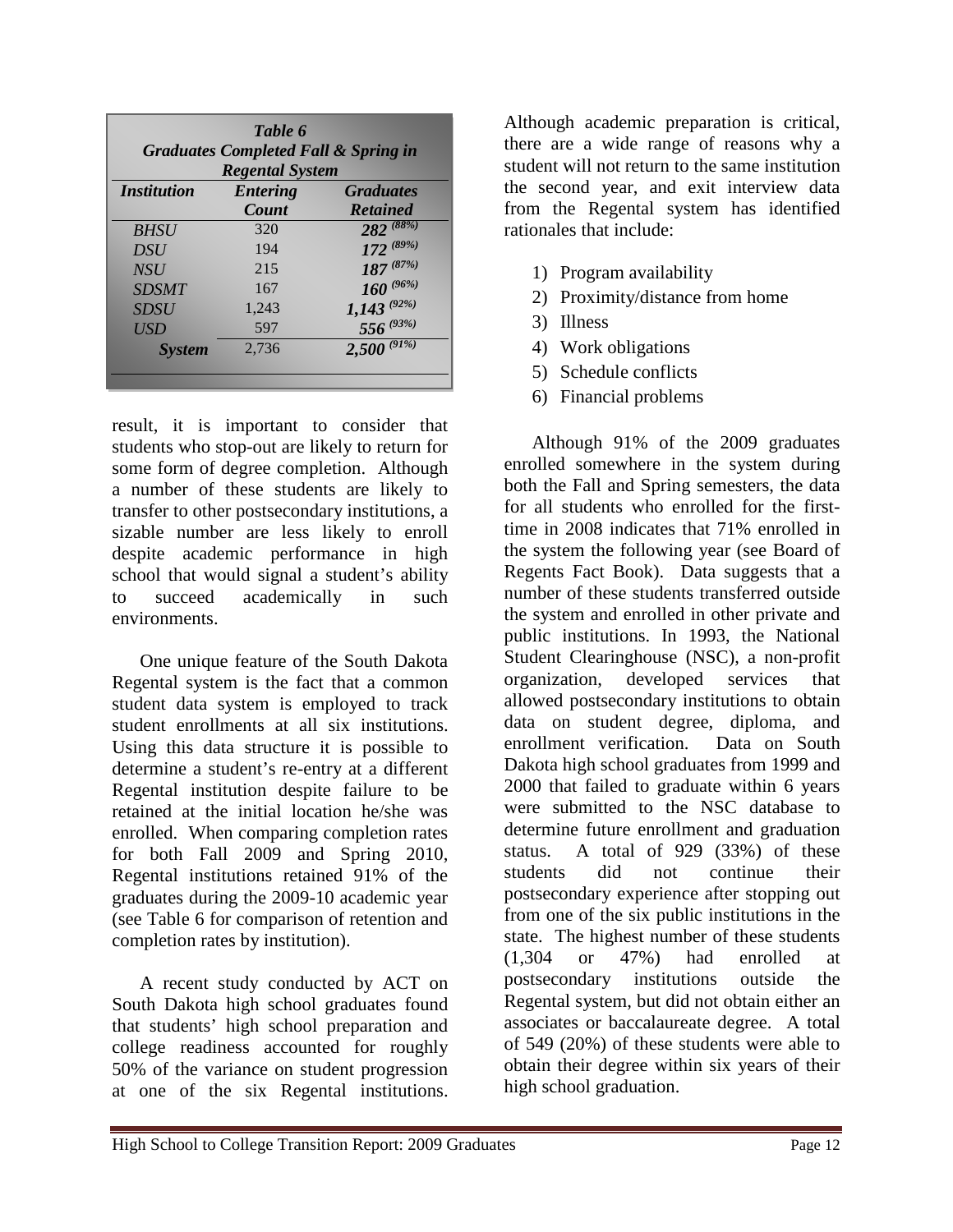*Table 6*
*Graduates Completed Fall & Spring in Regental System*

| *Institution* | *Entering Count* | *Graduates Retained* |
|---|---|---|
| *BHSU* | 320 | *282 (88%)* |
| *DSU* | 194 | *172 (89%)* |
| *NSU* | 215 | *187 (87%)* |
| *SDSMT* | 167 | *160 (96%)* |
| *SDSU* | 1,243 | *1,143 (92%)* |
| *USD* | 597 | *556 (93%)* |
| ***System*** | 2,736 | *2,500 (91%)* |

result, it is important to consider that students who stop-out are likely to return for some form of degree completion. Although a number of these students are likely to transfer to other postsecondary institutions, a sizable number are less likely to enroll despite academic performance in high school that would signal a student's ability to succeed academically in such environments.

One unique feature of the South Dakota Regental system is the fact that a common student data system is employed to track student enrollments at all six institutions. Using this data structure it is possible to determine a student's re-entry at a different Regental institution despite failure to be retained at the initial location he/she was enrolled. When comparing completion rates for both Fall 2009 and Spring 2010, Regental institutions retained 91% of the graduates during the 2009-10 academic year (see Table 6 for comparison of retention and completion rates by institution).

A recent study conducted by ACT on South Dakota high school graduates found that students' high school preparation and college readiness accounted for roughly 50% of the variance on student progression at one of the six Regental institutions. Although academic preparation is critical, there are a wide range of reasons why a student will not return to the same institution the second year, and exit interview data from the Regental system has identified rationales that include:

1) Program availability
2) Proximity/distance from home
3) Illness
4) Work obligations
5) Schedule conflicts
6) Financial problems

Although 91% of the 2009 graduates enrolled somewhere in the system during both the Fall and Spring semesters, the data for all students who enrolled for the first-time in 2008 indicates that 71% enrolled in the system the following year (see Board of Regents Fact Book). Data suggests that a number of these students transferred outside the system and enrolled in other private and public institutions. In 1993, the National Student Clearinghouse (NSC), a non-profit organization, developed services that allowed postsecondary institutions to obtain data on student degree, diploma, and enrollment verification. Data on South Dakota high school graduates from 1999 and 2000 that failed to graduate within 6 years were submitted to the NSC database to determine future enrollment and graduation status. A total of 929 (33%) of these students did not continue their postsecondary experience after stopping out from one of the six public institutions in the state. The highest number of these students (1,304 or 47%) had enrolled at postsecondary institutions outside the Regental system, but did not obtain either an associates or baccalaureate degree. A total of 549 (20%) of these students were able to obtain their degree within six years of their high school graduation.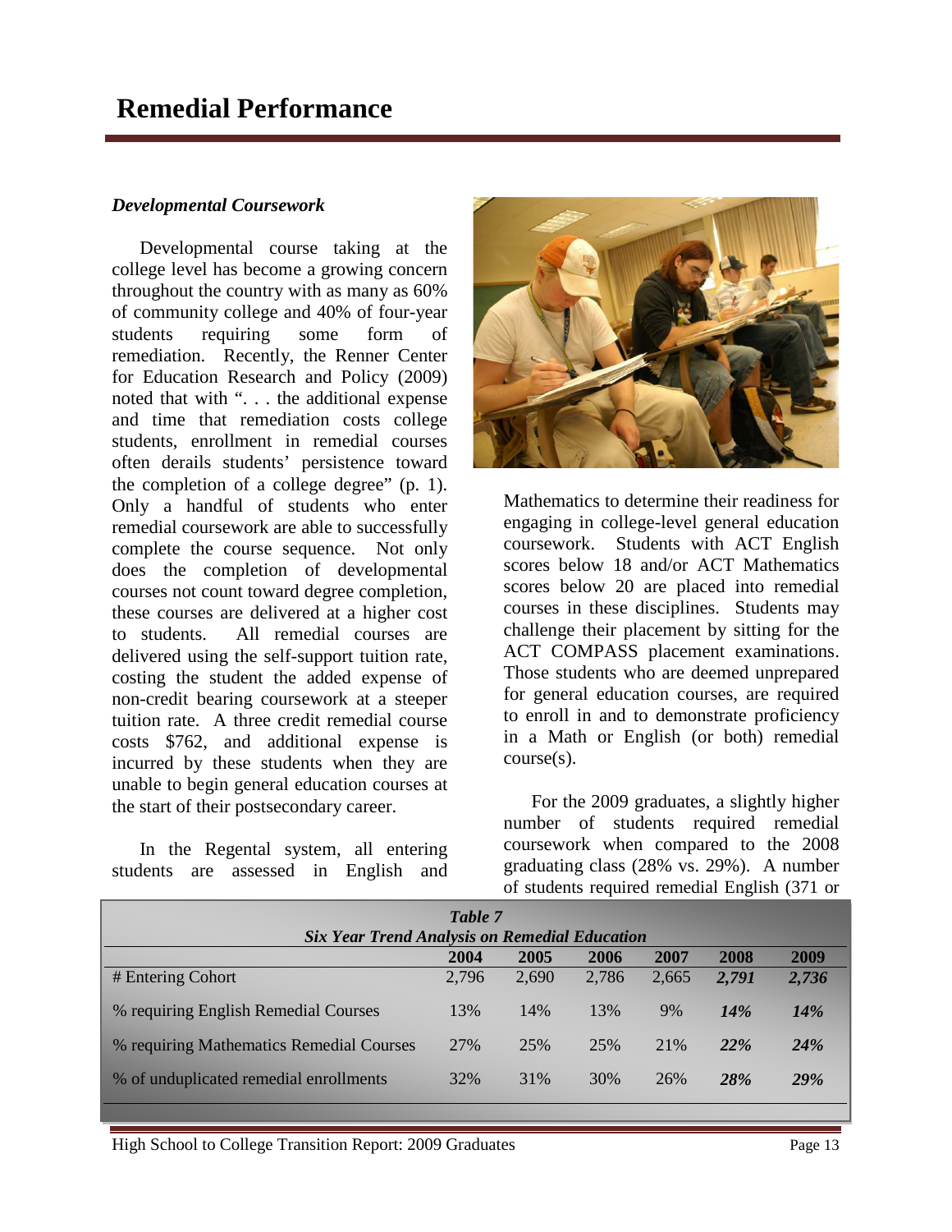# Remedial Performance

## *Developmental Coursework*

Developmental course taking at the college level has become a growing concern throughout the country with as many as 60% of community college and 40% of four-year students requiring some form of remediation. Recently, the Renner Center for Education Research and Policy (2009) noted that with ". . . the additional expense and time that remediation costs college students, enrollment in remedial courses often derails students' persistence toward the completion of a college degree" (p. 1). Only a handful of students who enter remedial coursework are able to successfully complete the course sequence. Not only does the completion of developmental courses not count toward degree completion, these courses are delivered at a higher cost to students. All remedial courses are delivered using the self-support tuition rate, costing the student the added expense of non-credit bearing coursework at a steeper tuition rate. A three credit remedial course costs $762, and additional expense is incurred by these students when they are unable to begin general education courses at the start of their postsecondary career.

In the Regental system, all entering students are assessed in English and Mathematics to determine their readiness for engaging in college-level general education coursework. Students with ACT English scores below 18 and/or ACT Mathematics scores below 20 are placed into remedial courses in these disciplines. Students may challenge their placement by sitting for the ACT COMPASS placement examinations. Those students who are deemed unprepared for general education courses, are required to enroll in and to demonstrate proficiency in a Math or English (or both) remedial course(s).

For the 2009 graduates, a slightly higher number of students required remedial coursework when compared to the 2008 graduating class (28% vs. 29%). A number of students required remedial English (371 or

***Table 7***
***Six Year Trend Analysis on Remedial Education***

| | 2004 | 2005 | 2006 | 2007 | 2008 | 2009 |
|---|---|---|---|---|---|---|
| # Entering Cohort | 2,796 | 2,690 | 2,786 | 2,665 | ***2,791*** | ***2,736*** |
| % requiring English Remedial Courses | 13% | 14% | 13% | 9% | ***14%*** | ***14%*** |
| % requiring Mathematics Remedial Courses | 27% | 25% | 25% | 21% | ***22%*** | ***24%*** |
| % of unduplicated remedial enrollments | 32% | 31% | 30% | 26% | ***28%*** | ***29%*** |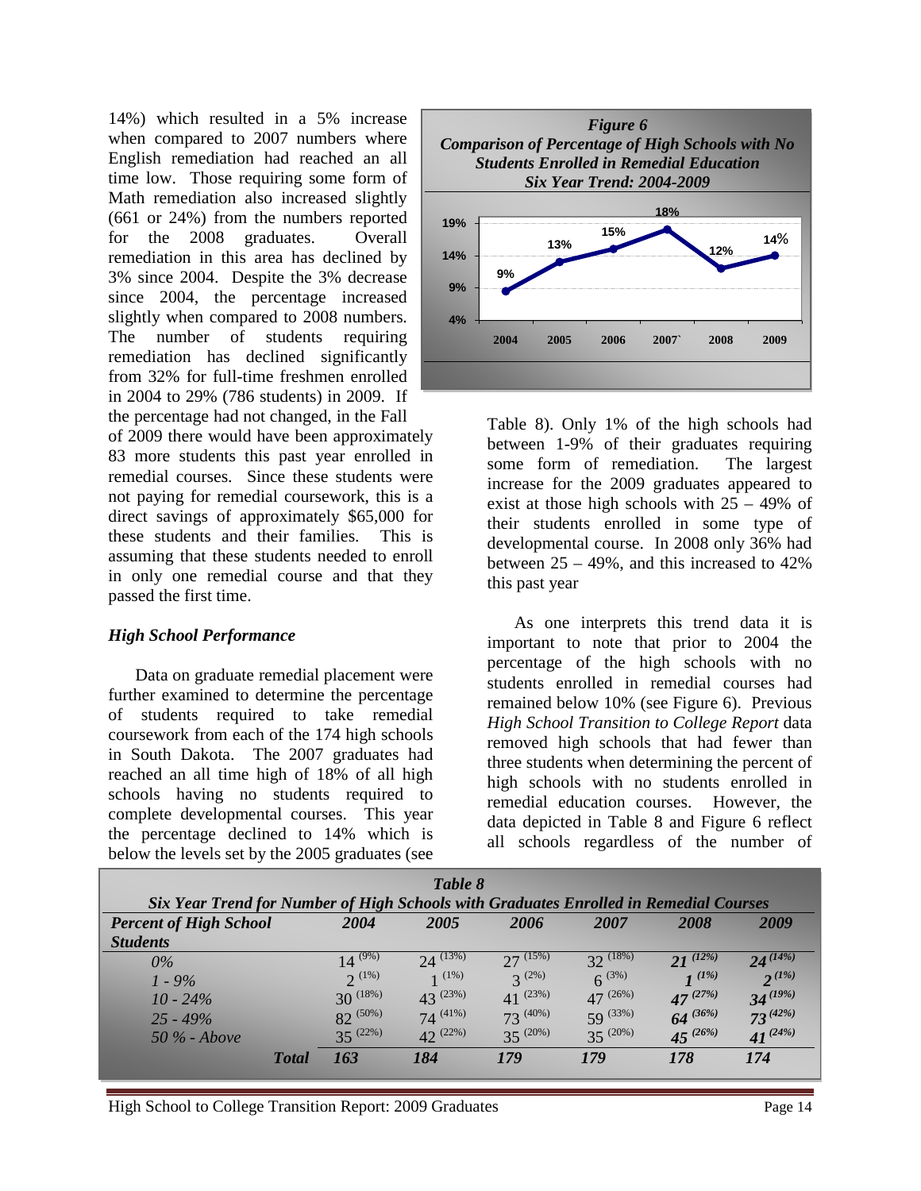14%) which resulted in a 5% increase when compared to 2007 numbers where English remediation had reached an all time low. Those requiring some form of Math remediation also increased slightly (661 or 24%) from the numbers reported for the 2008 graduates. Overall remediation in this area has declined by 3% since 2004. Despite the 3% decrease since 2004, the percentage increased slightly when compared to 2008 numbers. The number of students requiring remediation has declined significantly from 32% for full-time freshmen enrolled in 2004 to 29% (786 students) in 2009. If the percentage had not changed, in the Fall of 2009 there would have been approximately 83 more students this past year enrolled in remedial courses. Since these students were not paying for remedial coursework, this is a direct savings of approximately $65,000 for these students and their families. This is assuming that these students needed to enroll in only one remedial course and that they passed the first time.

### *High School Performance*

Data on graduate remedial placement were further examined to determine the percentage of students required to take remedial coursework from each of the 174 high schools in South Dakota. The 2007 graduates had reached an all time high of 18% of all high schools having no students required to complete developmental courses. This year the percentage declined to 14% which is below the levels set by the 2005 graduates (see Table 8). Only 1% of the high schools had between 1-9% of their graduates requiring some form of remediation. The largest increase for the 2009 graduates appeared to exist at those high schools with 25 – 49% of their students enrolled in some type of developmental course. In 2008 only 36% had between 25 – 49%, and this increased to 42% this past year

As one interprets this trend data it is important to note that prior to 2004 the percentage of the high schools with no students enrolled in remedial courses had remained below 10% (see Figure 6). Previous *High School Transition to College Report* data removed high schools that had fewer than three students when determining the percent of high schools with no students enrolled in remedial education courses. However, the data depicted in Table 8 and Figure 6 reflect all schools regardless of the number of

***Figure 6***
***Comparison of Percentage of High Schools with No Students Enrolled in Remedial Education***
***Six Year Trend: 2004-2009***

| Year | 2004 | 2005 | 2006 | 2007 | 2008 | 2009 |
|---|---|---|---|---|---|---|
| Percentage | 9% | 13% | 15% | 18% | 12% | 14% |

***Table 8***
***Six Year Trend for Number of High Schools with Graduates Enrolled in Remedial Courses***

| *Percent of High School Students* | *2004* | *2005* | *2006* | *2007* | *2008* | *2009* |
|---|---|---|---|---|---|---|
| *0%* | 14 (9%) | 24 (13%) | 27 (15%) | 32 (18%) | *21 (12%)* | *24 (14%)* |
| *1 - 9%* | 2 (1%) | 1 (1%) | 3 (2%) | 6 (3%) | *1 (1%)* | *2 (1%)* |
| *10 - 24%* | 30 (18%) | 43 (23%) | 41 (23%) | 47 (26%) | *47 (27%)* | *34 (19%)* |
| *25 - 49%* | 82 (50%) | 74 (41%) | 73 (40%) | 59 (33%) | *64 (36%)* | *73 (42%)* |
| *50 % - Above* | 35 (22%) | 42 (22%) | 35 (20%) | 35 (20%) | *45 (26%)* | *41 (24%)* |
| ***Total*** | ***163*** | ***184*** | ***179*** | ***179*** | ***178*** | ***174*** |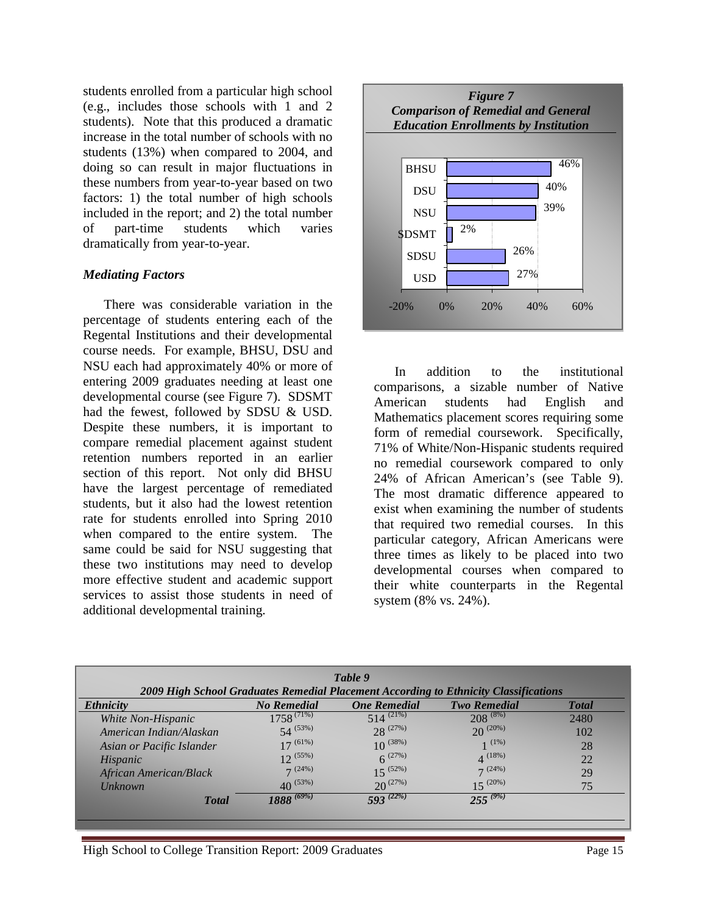students enrolled from a particular high school (e.g., includes those schools with 1 and 2 students). Note that this produced a dramatic increase in the total number of schools with no students (13%) when compared to 2004, and doing so can result in major fluctuations in these numbers from year-to-year based on two factors: 1) the total number of high schools included in the report; and 2) the total number of part-time students which varies dramatically from year-to-year.

### *Mediating Factors*

There was considerable variation in the percentage of students entering each of the Regental Institutions and their developmental course needs. For example, BHSU, DSU and NSU each had approximately 40% or more of entering 2009 graduates needing at least one developmental course (see Figure 7). SDSMT had the fewest, followed by SDSU & USD. Despite these numbers, it is important to compare remedial placement against student retention numbers reported in an earlier section of this report. Not only did BHSU have the largest percentage of remediated students, but it also had the lowest retention rate for students enrolled into Spring 2010 when compared to the entire system. The same could be said for NSU suggesting that these two institutions may need to develop more effective student and academic support services to assist those students in need of additional developmental training.

***Figure 7***
***Comparison of Remedial and General Education Enrollments by Institution***

| Institution | Percentage |
|---|---|
| BHSU | 46% |
| DSU | 40% |
| NSU | 39% |
| SDSMT | 2% |
| SDSU | 26% |
| USD | 27% |

In addition to the institutional comparisons, a sizable number of Native American students had English and Mathematics placement scores requiring some form of remedial coursework. Specifically, 71% of White/Non-Hispanic students required no remedial coursework compared to only 24% of African American's (see Table 9). The most dramatic difference appeared to exist when examining the number of students that required two remedial courses. In this particular category, African Americans were three times as likely to be placed into two developmental courses when compared to their white counterparts in the Regental system (8% vs. 24%).

***Table 9***
***2009 High School Graduates Remedial Placement According to Ethnicity Classifications***

| *Ethnicity* | *No Remedial* | *One Remedial* | *Two Remedial* | *Total* |
|---|---|---|---|---|
| *White Non-Hispanic* | 1758 (71%) | 514 (21%) | 208 (8%) | 2480 |
| *American Indian/Alaskan* | 54 (53%) | 28 (27%) | 20 (20%) | 102 |
| *Asian or Pacific Islander* | 17 (61%) | 10 (38%) | 1 (1%) | 28 |
| *Hispanic* | 12 (55%) | 6 (27%) | 4 (18%) | 22 |
| *African American/Black* | 7 (24%) | 15 (52%) | 7 (24%) | 29 |
| *Unknown* | 40 (53%) | 20 (27%) | 15 (20%) | 75 |
| ***Total*** | ***1888 (69%)*** | ***593 (22%)*** | ***255 (9%)*** | |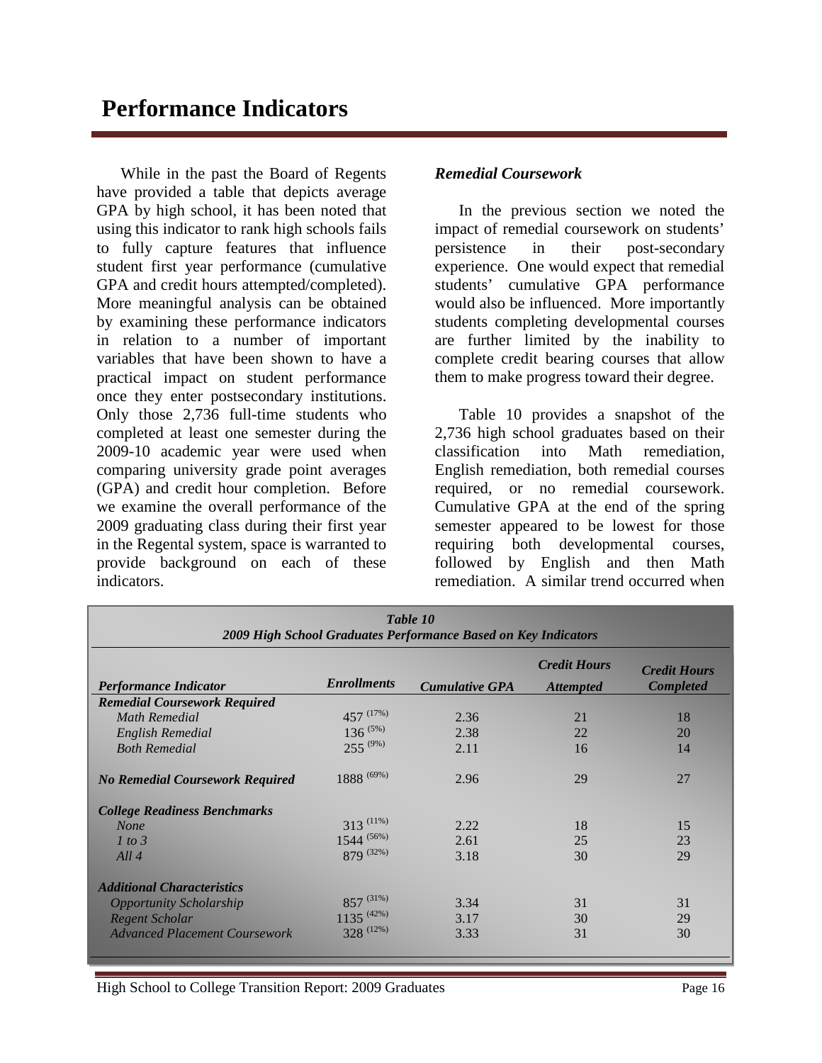# Performance Indicators

While in the past the Board of Regents have provided a table that depicts average GPA by high school, it has been noted that using this indicator to rank high schools fails to fully capture features that influence student first year performance (cumulative GPA and credit hours attempted/completed). More meaningful analysis can be obtained by examining these performance indicators in relation to a number of important variables that have been shown to have a practical impact on student performance once they enter postsecondary institutions. Only those 2,736 full-time students who completed at least one semester during the 2009-10 academic year were used when comparing university grade point averages (GPA) and credit hour completion. Before we examine the overall performance of the 2009 graduating class during their first year in the Regental system, space is warranted to provide background on each of these indicators.

### *Remedial Coursework*

In the previous section we noted the impact of remedial coursework on students' persistence in their post-secondary experience. One would expect that remedial students' cumulative GPA performance would also be influenced. More importantly students completing developmental courses are further limited by the inability to complete credit bearing courses that allow them to make progress toward their degree.

Table 10 provides a snapshot of the 2,736 high school graduates based on their classification into Math remediation, English remediation, both remedial courses required, or no remedial coursework. Cumulative GPA at the end of the spring semester appeared to be lowest for those requiring both developmental courses, followed by English and then Math remediation. A similar trend occurred when

***Table 10***
***2009 High School Graduates Performance Based on Key Indicators***

| *Performance Indicator* | *Enrollments* | *Cumulative GPA* | *Credit Hours Attempted* | *Credit Hours Completed* |
|---|---|---|---|---|
| ***Remedial Coursework Required*** | | | | |
| *Math Remedial* | 457 (17%) | 2.36 | 21 | 18 |
| *English Remedial* | 136 (5%) | 2.38 | 22 | 20 |
| *Both Remedial* | 255 (9%) | 2.11 | 16 | 14 |
| ***No Remedial Coursework Required*** | 1888 (69%) | 2.96 | 29 | 27 |
| ***College Readiness Benchmarks*** | | | | |
| *None* | 313 (11%) | 2.22 | 18 | 15 |
| *1 to 3* | 1544 (56%) | 2.61 | 25 | 23 |
| *All 4* | 879 (32%) | 3.18 | 30 | 29 |
| ***Additional Characteristics*** | | | | |
| *Opportunity Scholarship* | 857 (31%) | 3.34 | 31 | 31 |
| *Regent Scholar* | 1135 (42%) | 3.17 | 30 | 29 |
| *Advanced Placement Coursework* | 328 (12%) | 3.33 | 31 | 30 |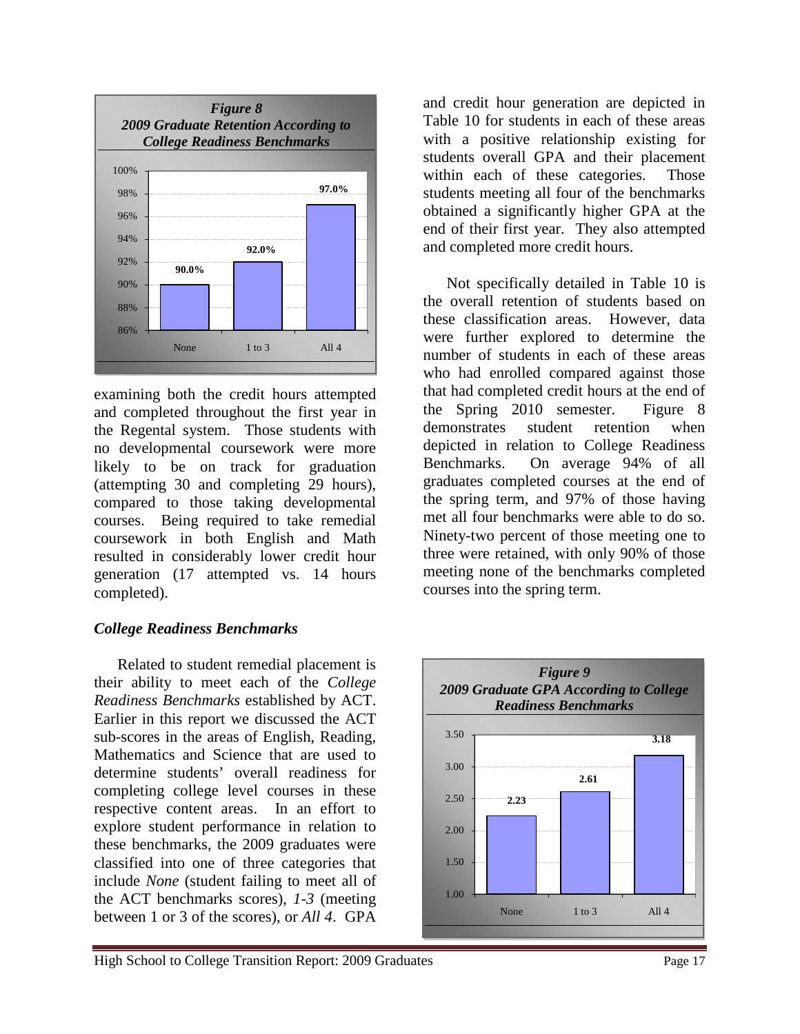**Figure 8**
**2009 Graduate Retention According to College Readiness Benchmarks**

| | None | 1 to 3 | All 4 |
|---|---|---|---|
| Retention | 90.0% | 92.0% | 97.0% |

examining both the credit hours attempted and completed throughout the first year in the Regental system. Those students with no developmental coursework were more likely to be on track for graduation (attempting 30 and completing 29 hours), compared to those taking developmental courses. Being required to take remedial coursework in both English and Math resulted in considerably lower credit hour generation (17 attempted vs. 14 hours completed).

### *College Readiness Benchmarks*

Related to student remedial placement is their ability to meet each of the *College Readiness Benchmarks* established by ACT. Earlier in this report we discussed the ACT sub-scores in the areas of English, Reading, Mathematics and Science that are used to determine students' overall readiness for completing college level courses in these respective content areas. In an effort to explore student performance in relation to these benchmarks, the 2009 graduates were classified into one of three categories that include *None* (student failing to meet all of the ACT benchmarks scores), *1-3* (meeting between 1 or 3 of the scores), or *All 4*. GPA and credit hour generation are depicted in Table 10 for students in each of these areas with a positive relationship existing for students overall GPA and their placement within each of these categories. Those students meeting all four of the benchmarks obtained a significantly higher GPA at the end of their first year. They also attempted and completed more credit hours.

Not specifically detailed in Table 10 is the overall retention of students based on these classification areas. However, data were further explored to determine the number of students in each of these areas who had enrolled compared against those that had completed credit hours at the end of the Spring 2010 semester. Figure 8 demonstrates student retention when depicted in relation to College Readiness Benchmarks. On average 94% of all graduates completed courses at the end of the spring term, and 97% of those having met all four benchmarks were able to do so. Ninety-two percent of those meeting one to three were retained, with only 90% of those meeting none of the benchmarks completed courses into the spring term.

**Figure 9**
**2009 Graduate GPA According to College Readiness Benchmarks**

| | None | 1 to 3 | All 4 |
|---|---|---|---|
| GPA | 2.23 | 2.61 | 3.18 |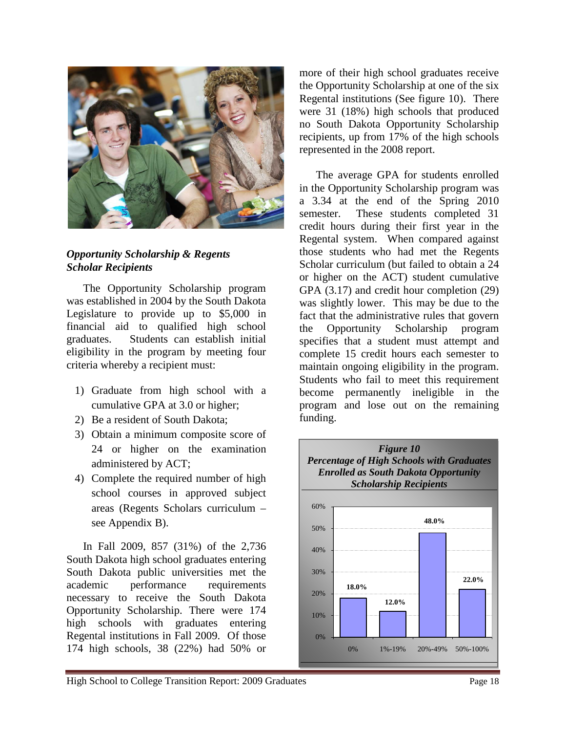***Opportunity Scholarship & Regents Scholar Recipients***

The Opportunity Scholarship program was established in 2004 by the South Dakota Legislature to provide up to $5,000 in financial aid to qualified high school graduates. Students can establish initial eligibility in the program by meeting four criteria whereby a recipient must:

1) Graduate from high school with a cumulative GPA at 3.0 or higher;
2) Be a resident of South Dakota;
3) Obtain a minimum composite score of 24 or higher on the examination administered by ACT;
4) Complete the required number of high school courses in approved subject areas (Regents Scholars curriculum – see Appendix B).

In Fall 2009, 857 (31%) of the 2,736 South Dakota high school graduates entering South Dakota public universities met the academic performance requirements necessary to receive the South Dakota Opportunity Scholarship. There were 174 high schools with graduates entering Regental institutions in Fall 2009. Of those 174 high schools, 38 (22%) had 50% or more of their high school graduates receive the Opportunity Scholarship at one of the six Regental institutions (See figure 10). There were 31 (18%) high schools that produced no South Dakota Opportunity Scholarship recipients, up from 17% of the high schools represented in the 2008 report.

The average GPA for students enrolled in the Opportunity Scholarship program was a 3.34 at the end of the Spring 2010 semester. These students completed 31 credit hours during their first year in the Regental system. When compared against those students who had met the Regents Scholar curriculum (but failed to obtain a 24 or higher on the ACT) student cumulative GPA (3.17) and credit hour completion (29) was slightly lower. This may be due to the fact that the administrative rules that govern the Opportunity Scholarship program specifies that a student must attempt and complete 15 credit hours each semester to maintain ongoing eligibility in the program. Students who fail to meet this requirement become permanently ineligible in the program and lose out on the remaining funding.

***Figure 10***
***Percentage of High Schools with Graduates Enrolled as South Dakota Opportunity Scholarship Recipients***

| Percentage of graduates | Percentage of High Schools |
|---|---|
| 0% | 18.0% |
| 1%-19% | 12.0% |
| 20%-49% | 48.0% |
| 50%-100% | 22.0% |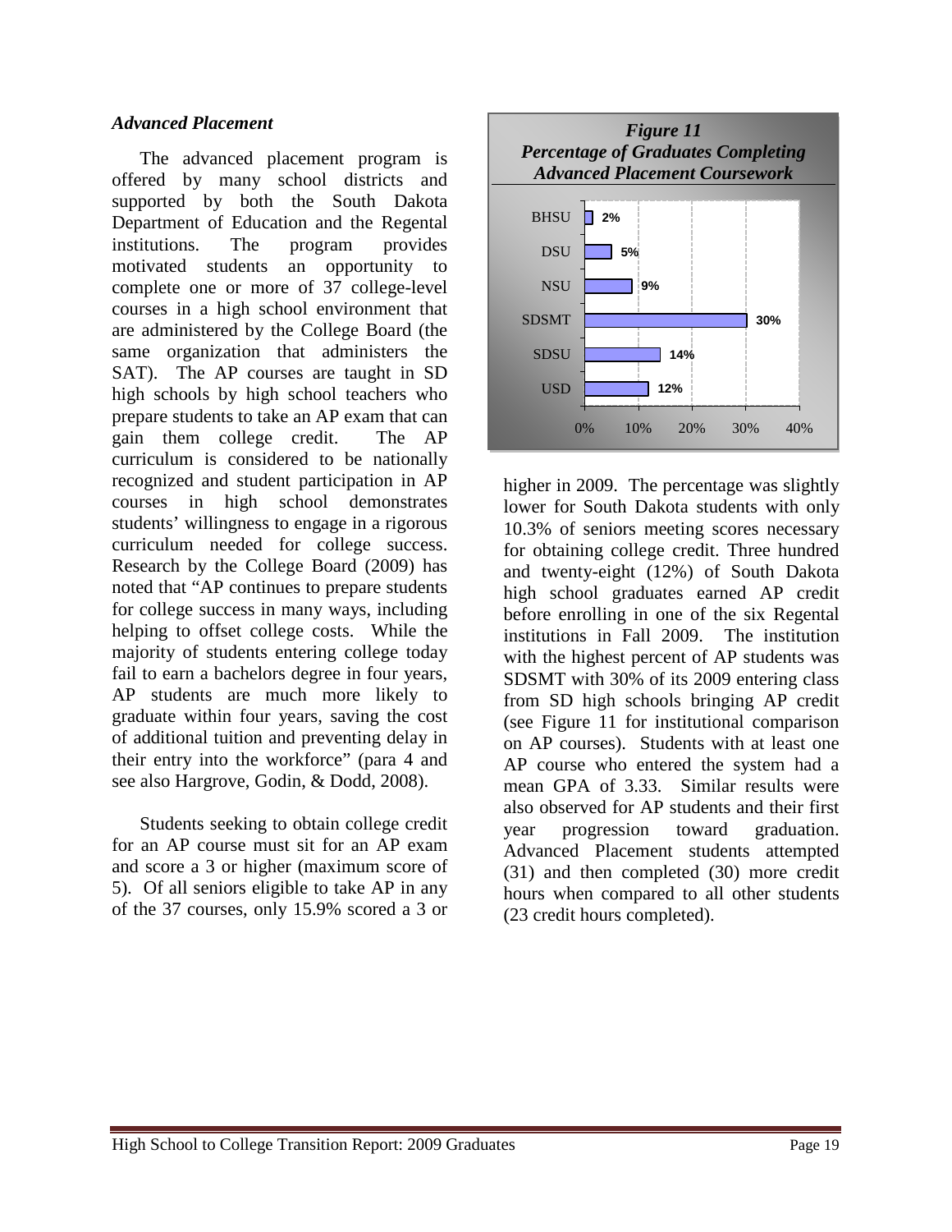### *Advanced Placement*

The advanced placement program is offered by many school districts and supported by both the South Dakota Department of Education and the Regental institutions. The program provides motivated students an opportunity to complete one or more of 37 college-level courses in a high school environment that are administered by the College Board (the same organization that administers the SAT). The AP courses are taught in SD high schools by high school teachers who prepare students to take an AP exam that can gain them college credit. The AP curriculum is considered to be nationally recognized and student participation in AP courses in high school demonstrates students' willingness to engage in a rigorous curriculum needed for college success. Research by the College Board (2009) has noted that "AP continues to prepare students for college success in many ways, including helping to offset college costs. While the majority of students entering college today fail to earn a bachelors degree in four years, AP students are much more likely to graduate within four years, saving the cost of additional tuition and preventing delay in their entry into the workforce" (para 4 and see also Hargrove, Godin, & Dodd, 2008).

Students seeking to obtain college credit for an AP course must sit for an AP exam and score a 3 or higher (maximum score of 5). Of all seniors eligible to take AP in any of the 37 courses, only 15.9% scored a 3 or higher in 2009. The percentage was slightly lower for South Dakota students with only 10.3% of seniors meeting scores necessary for obtaining college credit. Three hundred and twenty-eight (12%) of South Dakota high school graduates earned AP credit before enrolling in one of the six Regental institutions in Fall 2009. The institution with the highest percent of AP students was SDSMT with 30% of its 2009 entering class from SD high schools bringing AP credit (see Figure 11 for institutional comparison on AP courses). Students with at least one AP course who entered the system had a mean GPA of 3.33. Similar results were also observed for AP students and their first year progression toward graduation. Advanced Placement students attempted (31) and then completed (30) more credit hours when compared to all other students (23 credit hours completed).

***Figure 11***
***Percentage of Graduates Completing Advanced Placement Coursework***

| Institution | Percentage |
|---|---|
| BHSU | 2% |
| DSU | 5% |
| NSU | 9% |
| SDSMT | 30% |
| SDSU | 14% |
| USD | 12% |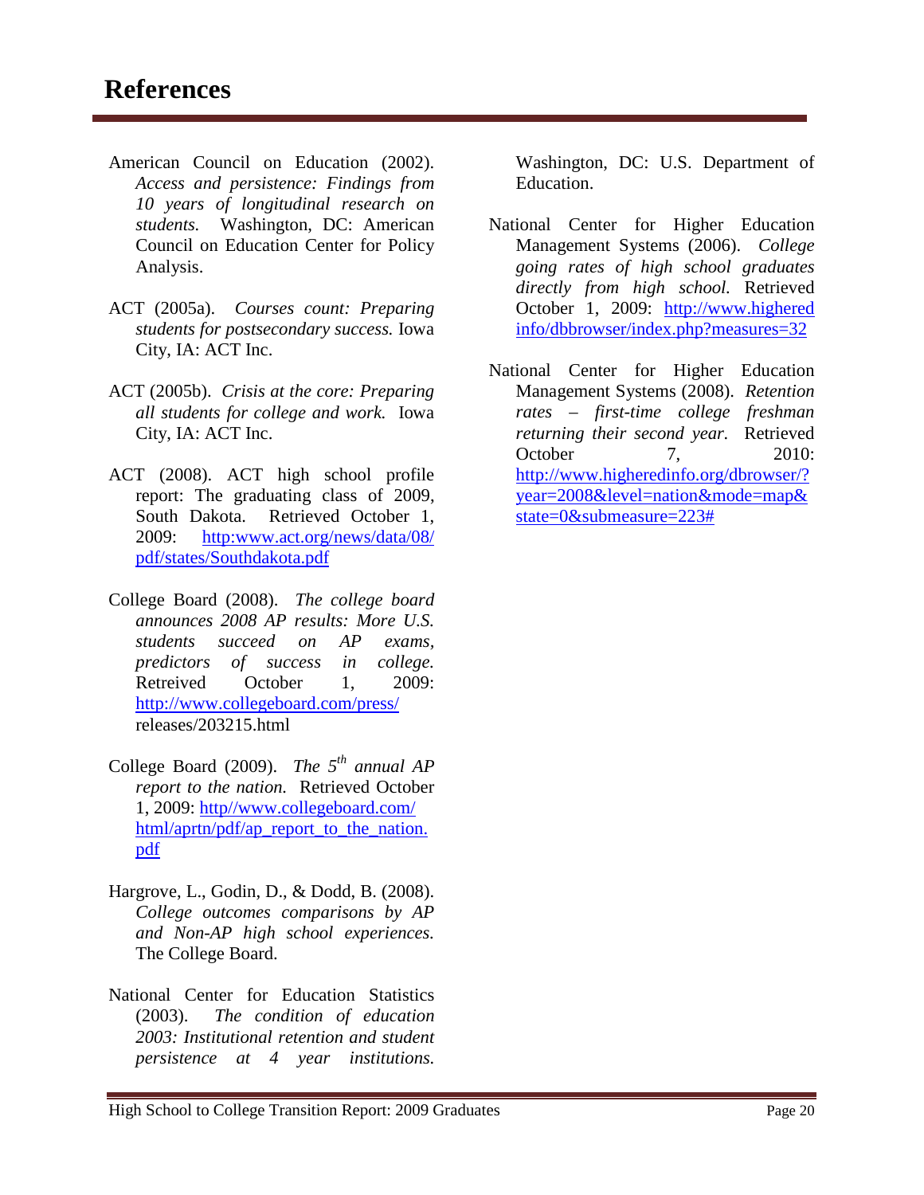# References

American Council on Education (2002). *Access and persistence: Findings from 10 years of longitudinal research on students.* Washington, DC: American Council on Education Center for Policy Analysis.

ACT (2005a). *Courses count: Preparing students for postsecondary success.* Iowa City, IA: ACT Inc.

ACT (2005b). *Crisis at the core: Preparing all students for college and work.* Iowa City, IA: ACT Inc.

ACT (2008). ACT high school profile report: The graduating class of 2009, South Dakota. Retrieved October 1, 2009: http:www.act.org/news/data/08/pdf/states/Southdakota.pdf

College Board (2008). *The college board announces 2008 AP results: More U.S. students succeed on AP exams, predictors of success in college.* Retreived October 1, 2009: http://www.collegeboard.com/press/releases/203215.html

College Board (2009). *The 5th annual AP report to the nation.* Retrieved October 1, 2009: http//www.collegeboard.com/html/aprtn/pdf/ap_report_to_the_nation.pdf

Hargrove, L., Godin, D., & Dodd, B. (2008). *College outcomes comparisons by AP and Non-AP high school experiences.* The College Board.

National Center for Education Statistics (2003). *The condition of education 2003: Institutional retention and student persistence at 4 year institutions.* Washington, DC: U.S. Department of Education.

National Center for Higher Education Management Systems (2006). *College going rates of high school graduates directly from high school.* Retrieved October 1, 2009: http://www.highered info/dbbrowser/index.php?measures=32

National Center for Higher Education Management Systems (2008). *Retention rates – first-time college freshman returning their second year.* Retrieved October 7, 2010: http://www.higheredinfo.org/dbrowser/?year=2008&level=nation&mode=map&state=0&submeasure=223#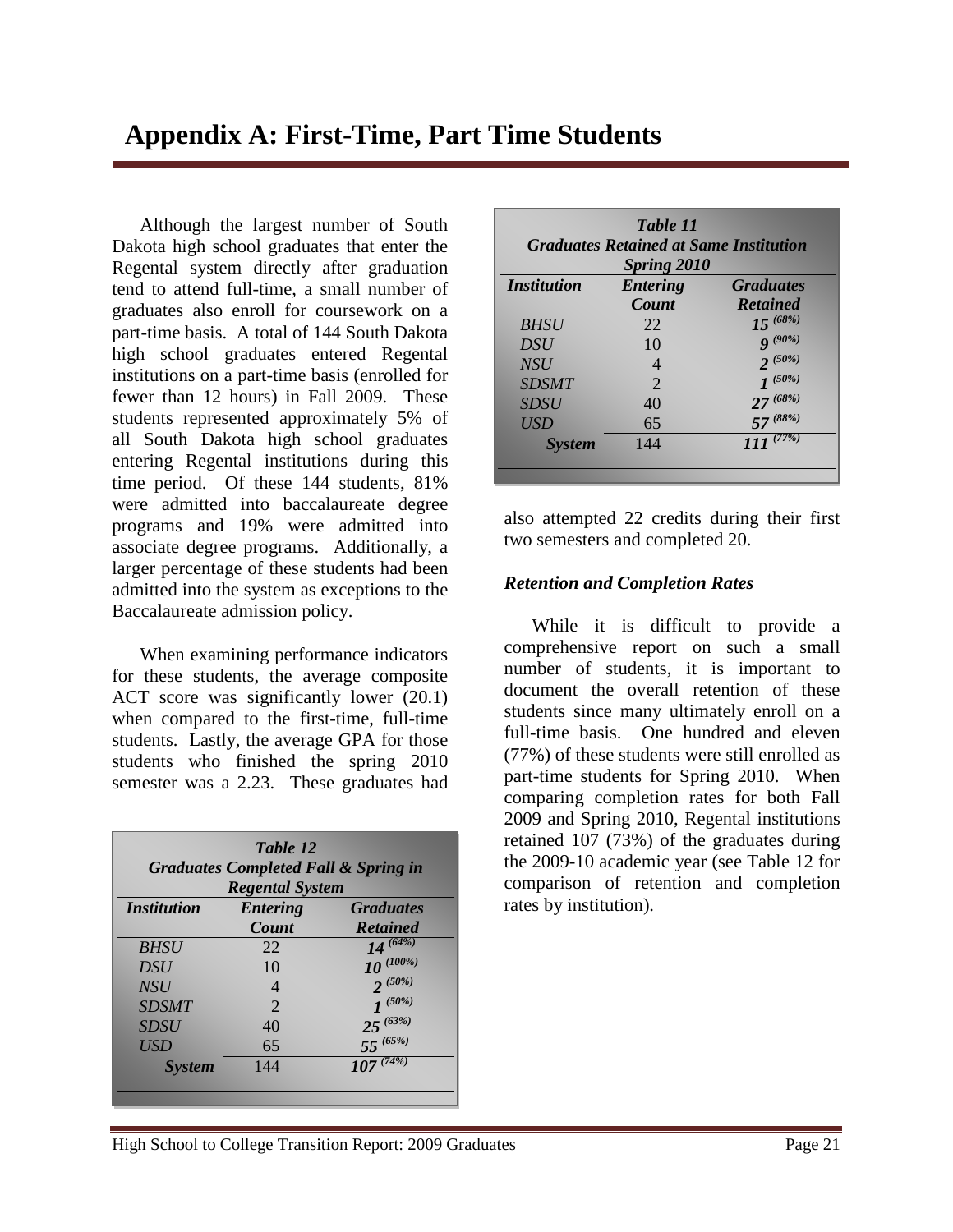# Appendix A: First-Time, Part Time Students

Although the largest number of South Dakota high school graduates that enter the Regental system directly after graduation tend to attend full-time, a small number of graduates also enroll for coursework on a part-time basis. A total of 144 South Dakota high school graduates entered Regental institutions on a part-time basis (enrolled for fewer than 12 hours) in Fall 2009. These students represented approximately 5% of all South Dakota high school graduates entering Regental institutions during this time period. Of these 144 students, 81% were admitted into baccalaureate degree programs and 19% were admitted into associate degree programs. Additionally, a larger percentage of these students had been admitted into the system as exceptions to the Baccalaureate admission policy.

When examining performance indicators for these students, the average composite ACT score was significantly lower (20.1) when compared to the first-time, full-time students. Lastly, the average GPA for those students who finished the spring 2010 semester was a 2.23. These graduates had also attempted 22 credits during their first two semesters and completed 20.

***Table 11***
***Graduates Retained at Same Institution Spring 2010***

| *Institution* | *Entering Count* | *Graduates Retained* |
|---|---|---|
| *BHSU* | 22 | *15 (68%)* |
| *DSU* | 10 | *9 (90%)* |
| *NSU* | 4 | *2 (50%)* |
| *SDSMT* | 2 | *1 (50%)* |
| *SDSU* | 40 | *27 (68%)* |
| *USD* | 65 | *57 (88%)* |
| ***System*** | 144 | *111 (77%)* |

### *Retention and Completion Rates*

While it is difficult to provide a comprehensive report on such a small number of students, it is important to document the overall retention of these students since many ultimately enroll on a full-time basis. One hundred and eleven (77%) of these students were still enrolled as part-time students for Spring 2010. When comparing completion rates for both Fall 2009 and Spring 2010, Regental institutions retained 107 (73%) of the graduates during the 2009-10 academic year (see Table 12 for comparison of retention and completion rates by institution).

***Table 12***
***Graduates Completed Fall & Spring in Regental System***

| *Institution* | *Entering Count* | *Graduates Retained* |
|---|---|---|
| *BHSU* | 22 | *14 (64%)* |
| *DSU* | 10 | *10 (100%)* |
| *NSU* | 4 | *2 (50%)* |
| *SDSMT* | 2 | *1 (50%)* |
| *SDSU* | 40 | *25 (63%)* |
| *USD* | 65 | *55 (65%)* |
| ***System*** | 144 | *107 (74%)* |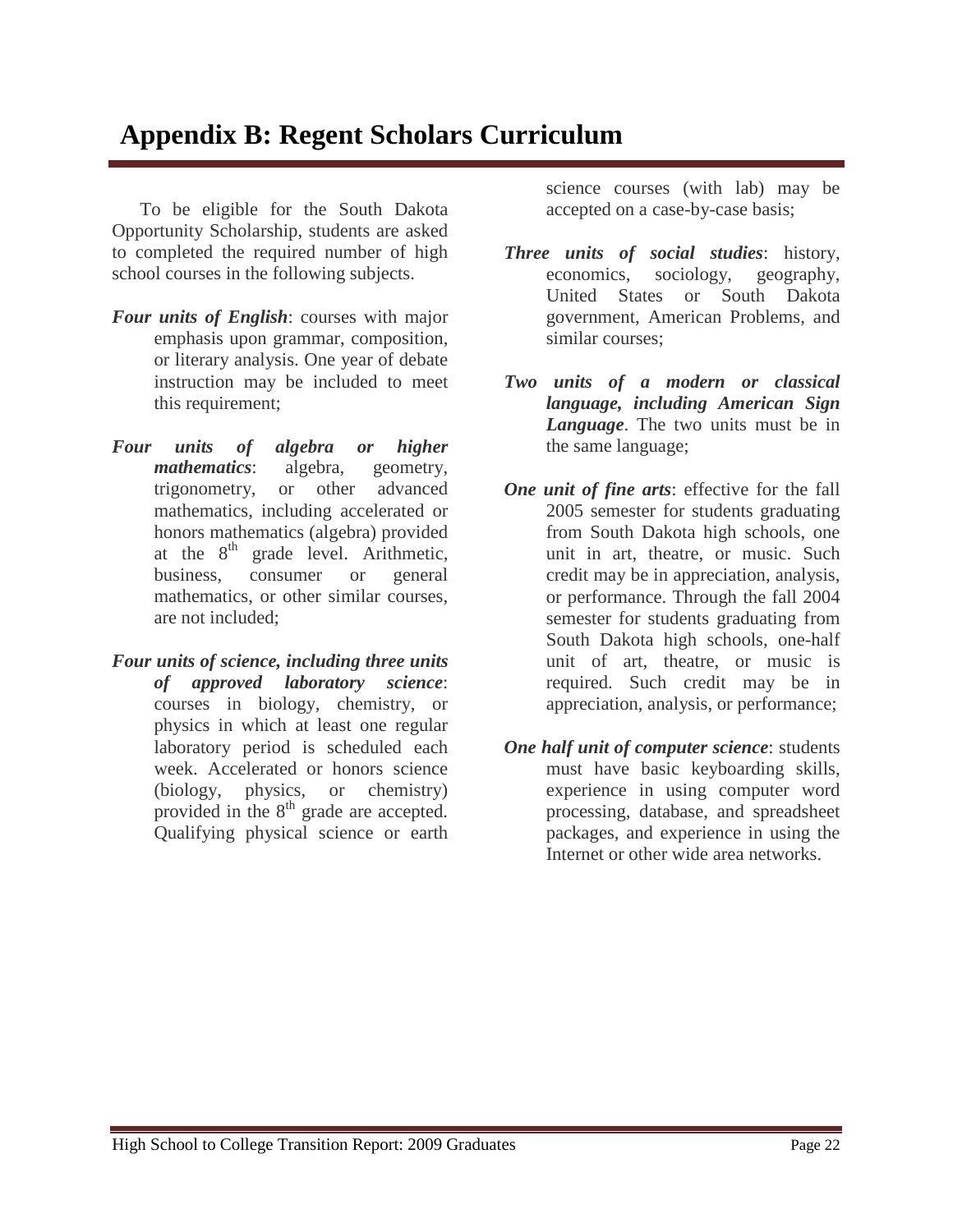# Appendix B: Regent Scholars Curriculum

To be eligible for the South Dakota Opportunity Scholarship, students are asked to completed the required number of high school courses in the following subjects.

***Four units of English***: courses with major emphasis upon grammar, composition, or literary analysis. One year of debate instruction may be included to meet this requirement;

***Four units of algebra or higher mathematics***: algebra, geometry, trigonometry, or other advanced mathematics, including accelerated or honors mathematics (algebra) provided at the 8th grade level. Arithmetic, business, consumer or general mathematics, or other similar courses, are not included;

***Four units of science, including three units of approved laboratory science***: courses in biology, chemistry, or physics in which at least one regular laboratory period is scheduled each week. Accelerated or honors science (biology, physics, or chemistry) provided in the 8th grade are accepted. Qualifying physical science or earth science courses (with lab) may be accepted on a case-by-case basis;

***Three units of social studies***: history, economics, sociology, geography, United States or South Dakota government, American Problems, and similar courses;

***Two units of a modern or classical language, including American Sign Language***. The two units must be in the same language;

***One unit of fine arts***: effective for the fall 2005 semester for students graduating from South Dakota high schools, one unit in art, theatre, or music. Such credit may be in appreciation, analysis, or performance. Through the fall 2004 semester for students graduating from South Dakota high schools, one-half unit of art, theatre, or music is required. Such credit may be in appreciation, analysis, or performance;

***One half unit of computer science***: students must have basic keyboarding skills, experience in using computer word processing, database, and spreadsheet packages, and experience in using the Internet or other wide area networks.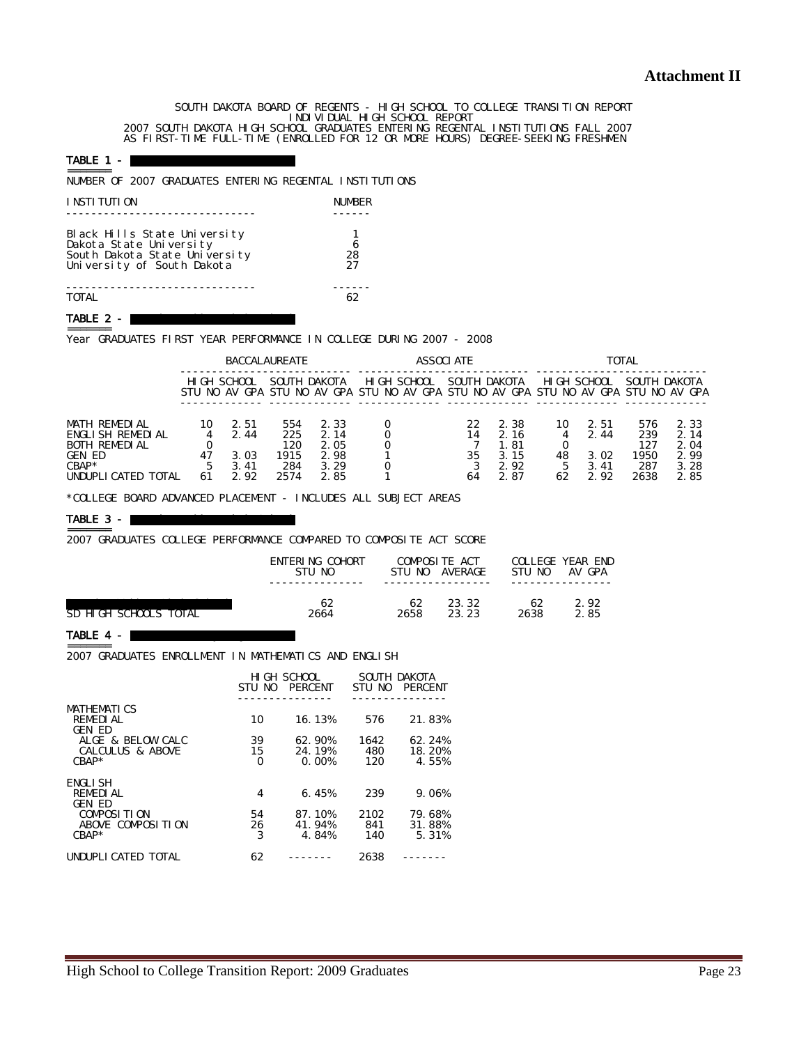# Attachment II

SOUTH DAKOTA BOARD OF REGENTS - HIGH SCHOOL TO COLLEGE TRANSITION REPORT
INDIVIDUAL HIGH SCHOOL REPORT
2007 SOUTH DAKOTA HIGH SCHOOL GRADUATES ENTERING REGENTAL INSTITUTIONS FALL 2007
AS FIRST-TIME FULL-TIME (ENROLLED FOR 12 OR MORE HOURS) DEGREE-SEEKING FRESHMEN

**TABLE 1 -**

NUMBER OF 2007 GRADUATES ENTERING REGENTAL INSTITUTIONS

| INSTITUTION | NUMBER |
|---|---|
| Black Hills State University | 1 |
| Dakota State University | 6 |
| South Dakota State University | 28 |
| University of South Dakota | 27 |
| TOTAL | 62 |

**TABLE 2 -**

Year GRADUATES FIRST YEAR PERFORMANCE IN COLLEGE DURING 2007 - 2008

| | BACCALAUREATE | | | | ASSOCIATE | | | | TOTAL | | | |
|---|---|---|---|---|---|---|---|---|---|---|---|---|
| | HIGH SCHOOL | | SOUTH DAKOTA | | HIGH SCHOOL | | SOUTH DAKOTA | | HIGH SCHOOL | | SOUTH DAKOTA | |
| | STU NO | AV GPA | STU NO | AV GPA | STU NO | AV GPA | STU NO | AV GPA | STU NO | AV GPA | STU NO | AV GPA |
| MATH REMEDIAL | 10 | 2.51 | 554 | 2.33 | 0 | | 22 | 2.38 | 10 | 2.51 | 576 | 2.33 |
| ENGLISH REMEDIAL | 4 | 2.44 | 225 | 2.14 | 0 | | 14 | 2.16 | 4 | 2.44 | 239 | 2.14 |
| BOTH REMEDIAL | 0 | | 120 | 2.05 | 0 | | 7 | 1.81 | 0 | | 127 | 2.04 |
| GEN ED | 47 | 3.03 | 1915 | 2.98 | 1 | | 35 | 3.15 | 48 | 3.02 | 1950 | 2.99 |
| CBAP* | 5 | 3.41 | 284 | 3.29 | 0 | | 3 | 2.92 | 5 | 3.41 | 287 | 3.28 |
| UNDUPLICATED TOTAL | 61 | 2.92 | 2574 | 2.85 | 1 | | 64 | 2.87 | 62 | 2.92 | 2638 | 2.85 |

*COLLEGE BOARD ADVANCED PLACEMENT - INCLUDES ALL SUBJECT AREAS

**TABLE 3 -**

2007 GRADUATES COLLEGE PERFORMANCE COMPARED TO COMPOSITE ACT SCORE

| | ENTERING COHORT | COMPOSITE ACT | | COLLEGE YEAR END | |
|---|---|---|---|---|---|
| | STU NO | STU NO | AVERAGE | STU NO | AV GPA |
| | 62 | 62 | 23.32 | 62 | 2.92 |
| SD HIGH SCHOOLS TOTAL | 2664 | 2658 | 23.23 | 2638 | 2.85 |

**TABLE 4 -**

2007 GRADUATES ENROLLMENT IN MATHEMATICS AND ENGLISH

| | HIGH SCHOOL | | SOUTH DAKOTA | |
|---|---|---|---|---|
| | STU NO | PERCENT | STU NO | PERCENT |
| MATHEMATICS | | | | |
| REMEDIAL | 10 | 16.13% | 576 | 21.83% |
| GEN ED | | | | |
| ALGE & BELOW CALC | 39 | 62.90% | 1642 | 62.24% |
| CALCULUS & ABOVE | 15 | 24.19% | 480 | 18.20% |
| CBAP* | 0 | 0.00% | 120 | 4.55% |
| ENGLISH | | | | |
| REMEDIAL | 4 | 6.45% | 239 | 9.06% |
| GEN ED | | | | |
| COMPOSITION | 54 | 87.10% | 2102 | 79.68% |
| ABOVE COMPOSITION | 26 | 41.94% | 841 | 31.88% |
| CBAP* | 3 | 4.84% | 140 | 5.31% |
| UNDUPLICATED TOTAL | 62 | ------- | 2638 | ------- |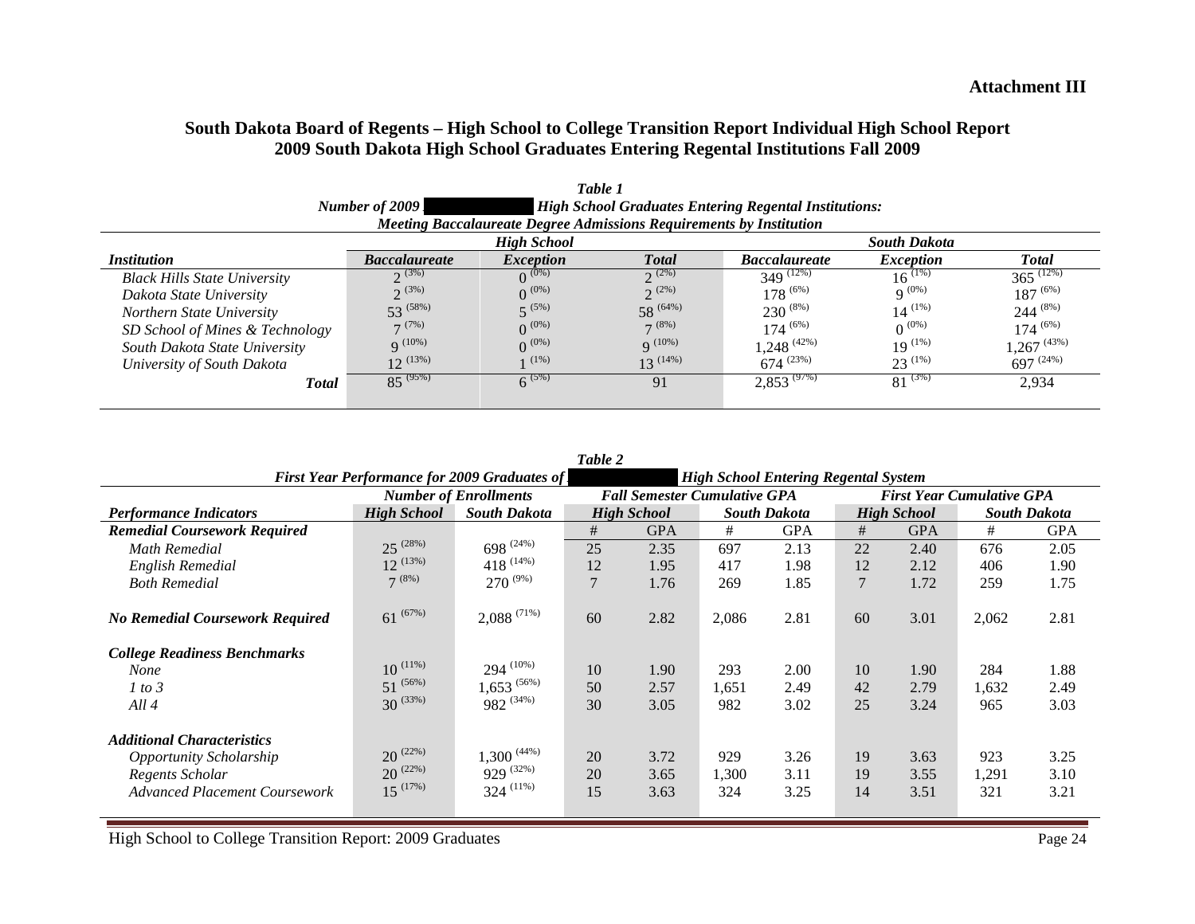**Attachment III**

## South Dakota Board of Regents – High School to College Transition Report Individual High School Report
## 2009 South Dakota High School Graduates Entering Regental Institutions Fall 2009

*Table 1*
*Number of 2009 [redacted] High School Graduates Entering Regental Institutions:*
*Meeting Baccalaureate Degree Admissions Requirements by Institution*

| Institution | High School | | | South Dakota | | |
|---|---|---|---|---|---|---|
| | Baccalaureate | Exception | Total | Baccalaureate | Exception | Total |
| Black Hills State University | 2 (3%) | 0 (0%) | 2 (2%) | 349 (12%) | 16 (1%) | 365 (12%) |
| Dakota State University | 2 (3%) | 0 (0%) | 2 (2%) | 178 (6%) | 9 (0%) | 187 (6%) |
| Northern State University | 53 (58%) | 5 (5%) | 58 (64%) | 230 (8%) | 14 (1%) | 244 (8%) |
| SD School of Mines & Technology | 7 (7%) | 0 (0%) | 7 (8%) | 174 (6%) | 0 (0%) | 174 (6%) |
| South Dakota State University | 9 (10%) | 0 (0%) | 9 (10%) | 1,248 (42%) | 19 (1%) | 1,267 (43%) |
| University of South Dakota | 12 (13%) | 1 (1%) | 13 (14%) | 674 (23%) | 23 (1%) | 697 (24%) |
| **Total** | 85 (95%) | 6 (5%) | 91 | 2,853 (97%) | 81 (3%) | 2,934 |

*Table 2*
*First Year Performance for 2009 Graduates of [redacted] High School Entering Regental System*

| Performance Indicators | Number of Enrollments | | Fall Semester Cumulative GPA | | | | First Year Cumulative GPA | | | |
|---|---|---|---|---|---|---|---|---|---|---|
| | High School | South Dakota | High School | | South Dakota | | High School | | South Dakota | |
| **Remedial Coursework Required** | | | # | GPA | # | GPA | # | GPA | # | GPA |
| Math Remedial | 25 (28%) | 698 (24%) | 25 | 2.35 | 697 | 2.13 | 22 | 2.40 | 676 | 2.05 |
| English Remedial | 12 (13%) | 418 (14%) | 12 | 1.95 | 417 | 1.98 | 12 | 2.12 | 406 | 1.90 |
| Both Remedial | 7 (8%) | 270 (9%) | 7 | 1.76 | 269 | 1.85 | 7 | 1.72 | 259 | 1.75 |
| **No Remedial Coursework Required** | 61 (67%) | 2,088 (71%) | 60 | 2.82 | 2,086 | 2.81 | 60 | 3.01 | 2,062 | 2.81 |
| **College Readiness Benchmarks** | | | | | | | | | | |
| None | 10 (11%) | 294 (10%) | 10 | 1.90 | 293 | 2.00 | 10 | 1.90 | 284 | 1.88 |
| 1 to 3 | 51 (56%) | 1,653 (56%) | 50 | 2.57 | 1,651 | 2.49 | 42 | 2.79 | 1,632 | 2.49 |
| All 4 | 30 (33%) | 982 (34%) | 30 | 3.05 | 982 | 3.02 | 25 | 3.24 | 965 | 3.03 |
| **Additional Characteristics** | | | | | | | | | | |
| Opportunity Scholarship | 20 (22%) | 1,300 (44%) | 20 | 3.72 | 929 | 3.26 | 19 | 3.63 | 923 | 3.25 |
| Regents Scholar | 20 (22%) | 929 (32%) | 20 | 3.65 | 1,300 | 3.11 | 19 | 3.55 | 1,291 | 3.10 |
| Advanced Placement Coursework | 15 (17%) | 324 (11%) | 15 | 3.63 | 324 | 3.25 | 14 | 3.51 | 321 | 3.21 |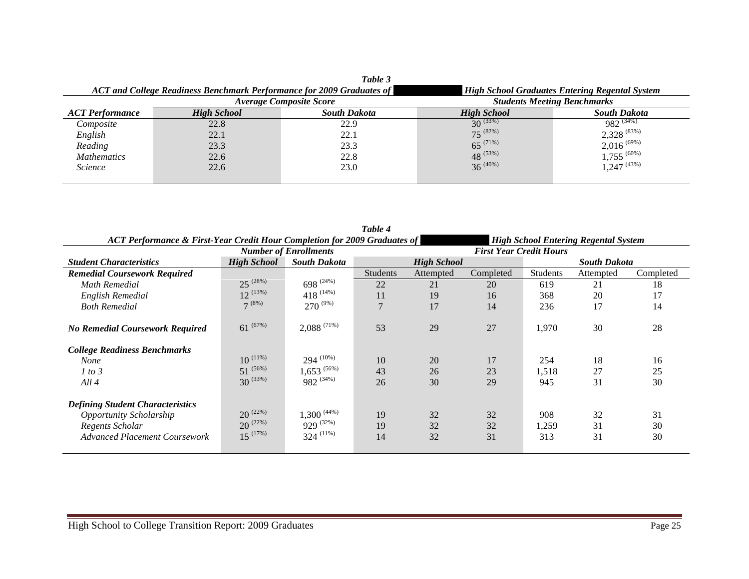**Table 3**

***ACT and College Readiness Benchmark Performance for 2009 Graduates of High School Graduates Entering Regental System***

| | *Average Composite Score* | | *Students Meeting Benchmarks* | |
|---|---|---|---|---|
| ***ACT Performance*** | ***High School*** | ***South Dakota*** | ***High School*** | ***South Dakota*** |
| *Composite* | 22.8 | 22.9 | 30 (33%) | 982 (34%) |
| *English* | 22.1 | 22.1 | 75 (82%) | 2,328 (83%) |
| *Reading* | 23.3 | 23.3 | 65 (71%) | 2,016 (69%) |
| *Mathematics* | 22.6 | 22.8 | 48 (53%) | 1,755 (60%) |
| *Science* | 22.6 | 23.0 | 36 (40%) | 1,247 (43%) |

**Table 4**

***ACT Performance & First-Year Credit Hour Completion for 2009 Graduates of High School Entering Regental System***

| | *Number of Enrollments* | | *First Year Credit Hours* | | | | | |
|---|---|---|---|---|---|---|---|---|
| ***Student Characteristics*** | ***High School*** | ***South Dakota*** | ***High School*** | | | ***South Dakota*** | | |
| ***Remedial Coursework Required*** | | | Students | Attempted | Completed | Students | Attempted | Completed |
| *Math Remedial* | 25 (28%) | 698 (24%) | 22 | 21 | 20 | 619 | 21 | 18 |
| *English Remedial* | 12 (13%) | 418 (14%) | 11 | 19 | 16 | 368 | 20 | 17 |
| *Both Remedial* | 7 (8%) | 270 (9%) | 7 | 17 | 14 | 236 | 17 | 14 |
| ***No Remedial Coursework Required*** | 61 (67%) | 2,088 (71%) | 53 | 29 | 27 | 1,970 | 30 | 28 |
| ***College Readiness Benchmarks*** | | | | | | | | |
| *None* | 10 (11%) | 294 (10%) | 10 | 20 | 17 | 254 | 18 | 16 |
| *1 to 3* | 51 (56%) | 1,653 (56%) | 43 | 26 | 23 | 1,518 | 27 | 25 |
| *All 4* | 30 (33%) | 982 (34%) | 26 | 30 | 29 | 945 | 31 | 30 |
| ***Defining Student Characteristics*** | | | | | | | | |
| *Opportunity Scholarship* | 20 (22%) | 1,300 (44%) | 19 | 32 | 32 | 908 | 32 | 31 |
| *Regents Scholar* | 20 (22%) | 929 (32%) | 19 | 32 | 32 | 1,259 | 31 | 30 |
| *Advanced Placement Coursework* | 15 (17%) | 324 (11%) | 14 | 32 | 31 | 313 | 31 | 30 |